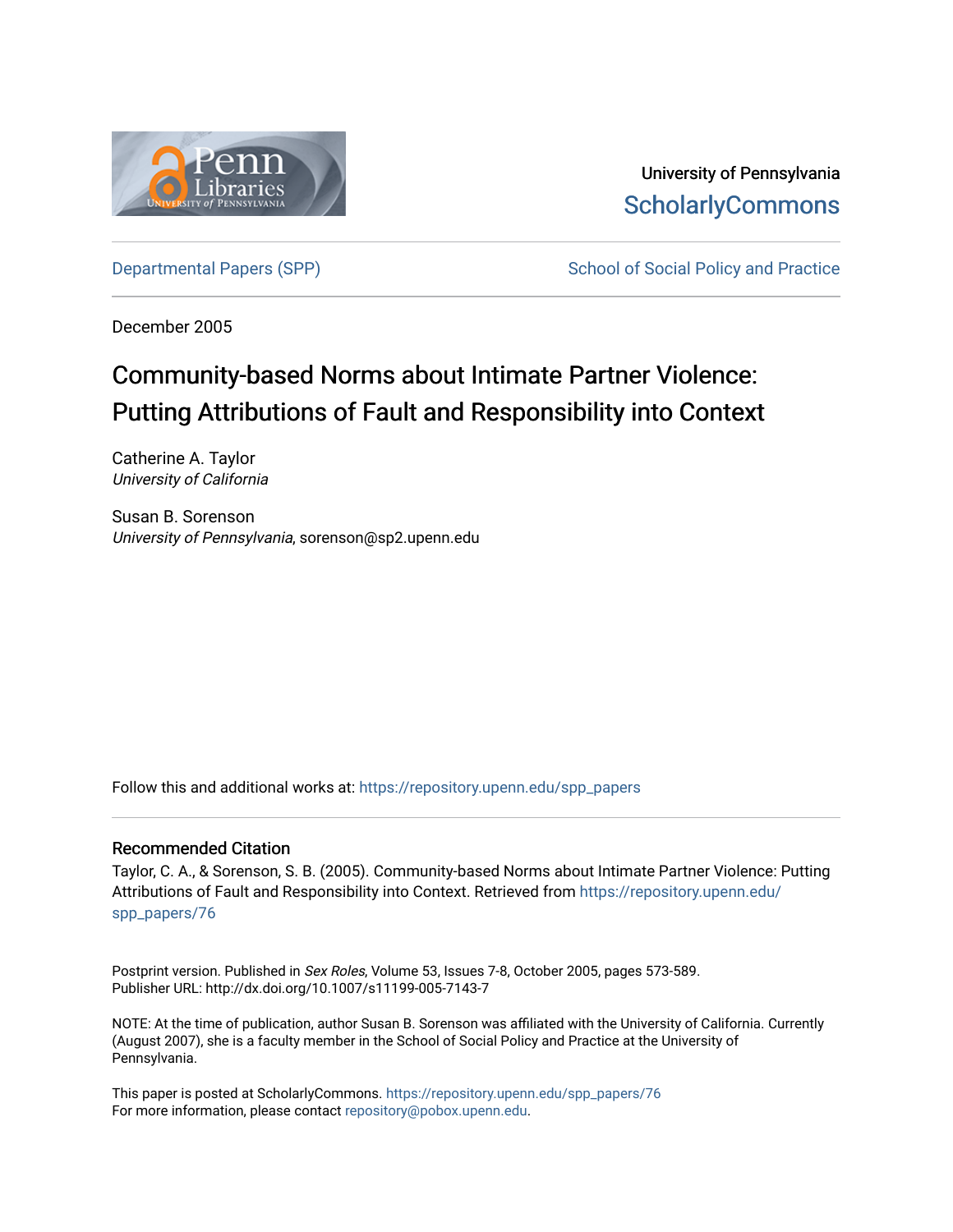University of Pennsylvania
ScholarlyCommons

Departmental Papers (SPP) | School of Social Policy and Practice

December 2005

# Community-based Norms about Intimate Partner Violence: Putting Attributions of Fault and Responsibility into Context

Catherine A. Taylor
*University of California*

Susan B. Sorenson
*University of Pennsylvania*, sorenson@sp2.upenn.edu

Follow this and additional works at: https://repository.upenn.edu/spp_papers

## Recommended Citation

Taylor, C. A., & Sorenson, S. B. (2005). Community-based Norms about Intimate Partner Violence: Putting Attributions of Fault and Responsibility into Context. Retrieved from https://repository.upenn.edu/spp_papers/76

Postprint version. Published in *Sex Roles*, Volume 53, Issues 7-8, October 2005, pages 573-589.
Publisher URL: http://dx.doi.org/10.1007/s11199-005-7143-7

NOTE: At the time of publication, author Susan B. Sorenson was affiliated with the University of California. Currently (August 2007), she is a faculty member in the School of Social Policy and Practice at the University of Pennsylvania.

This paper is posted at ScholarlyCommons. https://repository.upenn.edu/spp_papers/76
For more information, please contact repository@pobox.upenn.edu.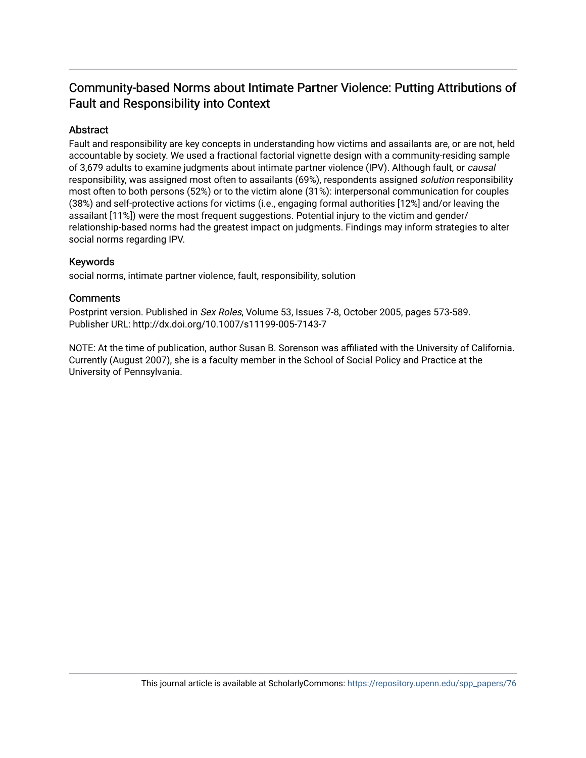# Community-based Norms about Intimate Partner Violence: Putting Attributions of Fault and Responsibility into Context

## Abstract

Fault and responsibility are key concepts in understanding how victims and assailants are, or are not, held accountable by society. We used a fractional factorial vignette design with a community-residing sample of 3,679 adults to examine judgments about intimate partner violence (IPV). Although fault, or *causal* responsibility, was assigned most often to assailants (69%), respondents assigned *solution* responsibility most often to both persons (52%) or to the victim alone (31%): interpersonal communication for couples (38%) and self-protective actions for victims (i.e., engaging formal authorities [12%] and/or leaving the assailant [11%]) were the most frequent suggestions. Potential injury to the victim and gender/relationship-based norms had the greatest impact on judgments. Findings may inform strategies to alter social norms regarding IPV.

## Keywords

social norms, intimate partner violence, fault, responsibility, solution

## Comments

Postprint version. Published in *Sex Roles*, Volume 53, Issues 7-8, October 2005, pages 573-589.
Publisher URL: http://dx.doi.org/10.1007/s11199-005-7143-7

NOTE: At the time of publication, author Susan B. Sorenson was affiliated with the University of California. Currently (August 2007), she is a faculty member in the School of Social Policy and Practice at the University of Pennsylvania.

This journal article is available at ScholarlyCommons: https://repository.upenn.edu/spp_papers/76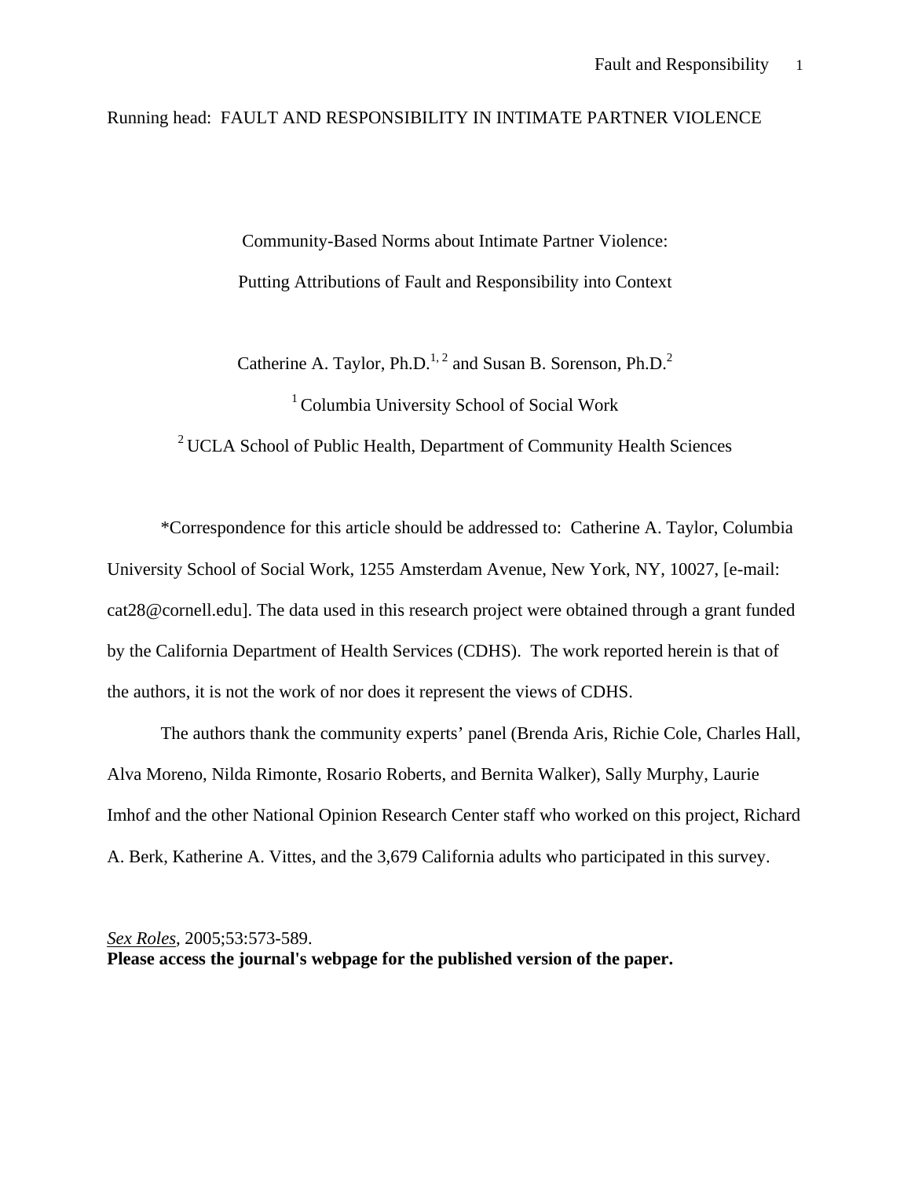Running head: FAULT AND RESPONSIBILITY IN INTIMATE PARTNER VIOLENCE

# Community-Based Norms about Intimate Partner Violence: Putting Attributions of Fault and Responsibility into Context

Catherine A. Taylor, Ph.D.[1, 2] and Susan B. Sorenson, Ph.D.[2]

[1] Columbia University School of Social Work

[2] UCLA School of Public Health, Department of Community Health Sciences

*Correspondence for this article should be addressed to: Catherine A. Taylor, Columbia University School of Social Work, 1255 Amsterdam Avenue, New York, NY, 10027, [e-mail: cat28@cornell.edu]. The data used in this research project were obtained through a grant funded by the California Department of Health Services (CDHS). The work reported herein is that of the authors, it is not the work of nor does it represent the views of CDHS.

The authors thank the community experts' panel (Brenda Aris, Richie Cole, Charles Hall, Alva Moreno, Nilda Rimonte, Rosario Roberts, and Bernita Walker), Sally Murphy, Laurie Imhof and the other National Opinion Research Center staff who worked on this project, Richard A. Berk, Katherine A. Vittes, and the 3,679 California adults who participated in this survey.

*Sex Roles*, 2005;53:573-589.

**Please access the journal's webpage for the published version of the paper.**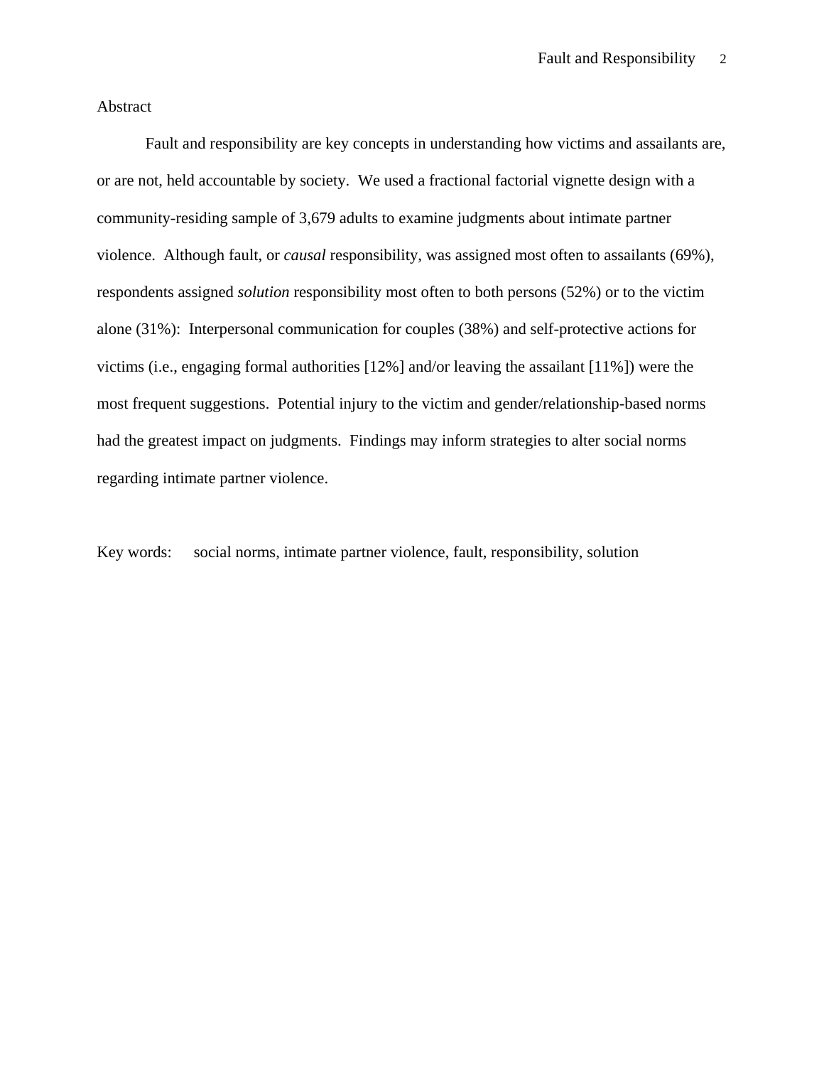## Abstract

Fault and responsibility are key concepts in understanding how victims and assailants are, or are not, held accountable by society. We used a fractional factorial vignette design with a community-residing sample of 3,679 adults to examine judgments about intimate partner violence. Although fault, or *causal* responsibility, was assigned most often to assailants (69%), respondents assigned *solution* responsibility most often to both persons (52%) or to the victim alone (31%): Interpersonal communication for couples (38%) and self-protective actions for victims (i.e., engaging formal authorities [12%] and/or leaving the assailant [11%]) were the most frequent suggestions. Potential injury to the victim and gender/relationship-based norms had the greatest impact on judgments. Findings may inform strategies to alter social norms regarding intimate partner violence.

Key words: social norms, intimate partner violence, fault, responsibility, solution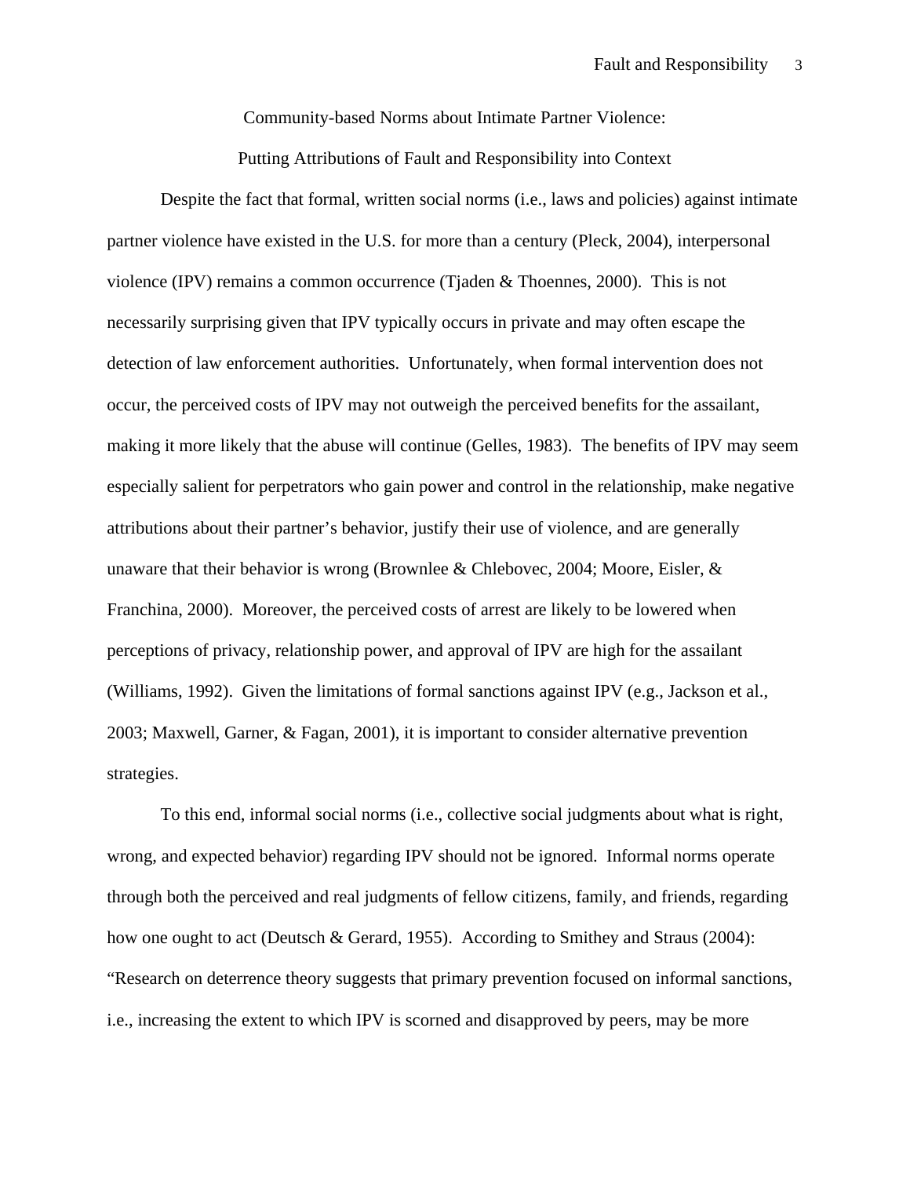# Community-based Norms about Intimate Partner Violence: Putting Attributions of Fault and Responsibility into Context

Despite the fact that formal, written social norms (i.e., laws and policies) against intimate partner violence have existed in the U.S. for more than a century (Pleck, 2004), interpersonal violence (IPV) remains a common occurrence (Tjaden & Thoennes, 2000). This is not necessarily surprising given that IPV typically occurs in private and may often escape the detection of law enforcement authorities. Unfortunately, when formal intervention does not occur, the perceived costs of IPV may not outweigh the perceived benefits for the assailant, making it more likely that the abuse will continue (Gelles, 1983). The benefits of IPV may seem especially salient for perpetrators who gain power and control in the relationship, make negative attributions about their partner's behavior, justify their use of violence, and are generally unaware that their behavior is wrong (Brownlee & Chlebovec, 2004; Moore, Eisler, & Franchina, 2000). Moreover, the perceived costs of arrest are likely to be lowered when perceptions of privacy, relationship power, and approval of IPV are high for the assailant (Williams, 1992). Given the limitations of formal sanctions against IPV (e.g., Jackson et al., 2003; Maxwell, Garner, & Fagan, 2001), it is important to consider alternative prevention strategies.

To this end, informal social norms (i.e., collective social judgments about what is right, wrong, and expected behavior) regarding IPV should not be ignored. Informal norms operate through both the perceived and real judgments of fellow citizens, family, and friends, regarding how one ought to act (Deutsch & Gerard, 1955). According to Smithey and Straus (2004): "Research on deterrence theory suggests that primary prevention focused on informal sanctions, i.e., increasing the extent to which IPV is scorned and disapproved by peers, may be more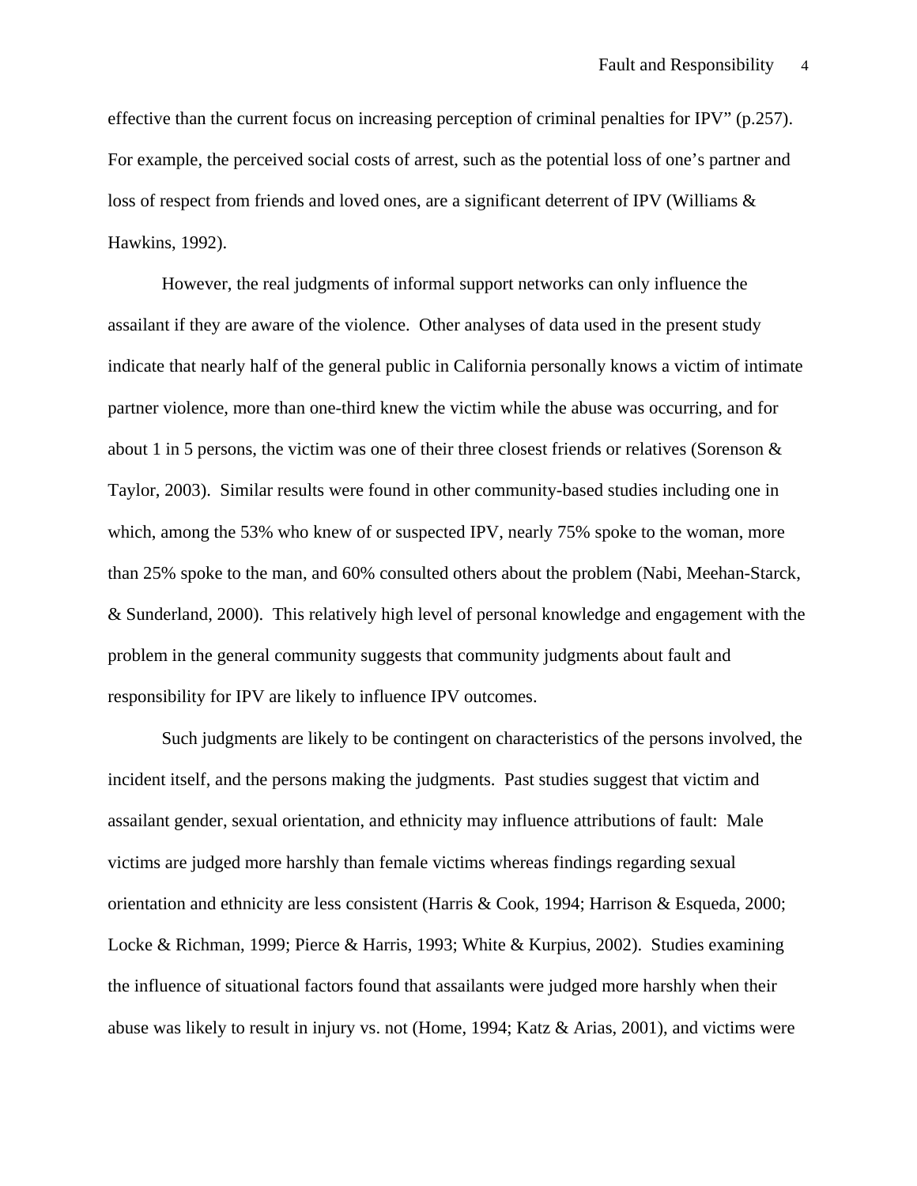effective than the current focus on increasing perception of criminal penalties for IPV" (p.257). For example, the perceived social costs of arrest, such as the potential loss of one's partner and loss of respect from friends and loved ones, are a significant deterrent of IPV (Williams & Hawkins, 1992).

However, the real judgments of informal support networks can only influence the assailant if they are aware of the violence. Other analyses of data used in the present study indicate that nearly half of the general public in California personally knows a victim of intimate partner violence, more than one-third knew the victim while the abuse was occurring, and for about 1 in 5 persons, the victim was one of their three closest friends or relatives (Sorenson & Taylor, 2003). Similar results were found in other community-based studies including one in which, among the 53% who knew of or suspected IPV, nearly 75% spoke to the woman, more than 25% spoke to the man, and 60% consulted others about the problem (Nabi, Meehan-Starck, & Sunderland, 2000). This relatively high level of personal knowledge and engagement with the problem in the general community suggests that community judgments about fault and responsibility for IPV are likely to influence IPV outcomes.

Such judgments are likely to be contingent on characteristics of the persons involved, the incident itself, and the persons making the judgments. Past studies suggest that victim and assailant gender, sexual orientation, and ethnicity may influence attributions of fault: Male victims are judged more harshly than female victims whereas findings regarding sexual orientation and ethnicity are less consistent (Harris & Cook, 1994; Harrison & Esqueda, 2000; Locke & Richman, 1999; Pierce & Harris, 1993; White & Kurpius, 2002). Studies examining the influence of situational factors found that assailants were judged more harshly when their abuse was likely to result in injury vs. not (Home, 1994; Katz & Arias, 2001), and victims were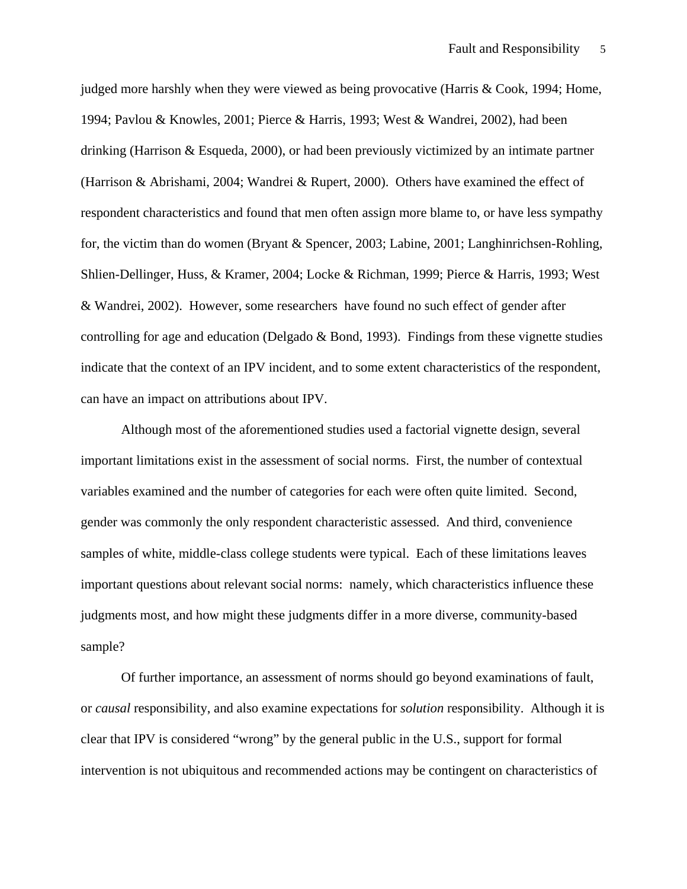judged more harshly when they were viewed as being provocative (Harris & Cook, 1994; Home, 1994; Pavlou & Knowles, 2001; Pierce & Harris, 1993; West & Wandrei, 2002), had been drinking (Harrison & Esqueda, 2000), or had been previously victimized by an intimate partner (Harrison & Abrishami, 2004; Wandrei & Rupert, 2000). Others have examined the effect of respondent characteristics and found that men often assign more blame to, or have less sympathy for, the victim than do women (Bryant & Spencer, 2003; Labine, 2001; Langhinrichsen-Rohling, Shlien-Dellinger, Huss, & Kramer, 2004; Locke & Richman, 1999; Pierce & Harris, 1993; West & Wandrei, 2002). However, some researchers have found no such effect of gender after controlling for age and education (Delgado & Bond, 1993). Findings from these vignette studies indicate that the context of an IPV incident, and to some extent characteristics of the respondent, can have an impact on attributions about IPV.

Although most of the aforementioned studies used a factorial vignette design, several important limitations exist in the assessment of social norms. First, the number of contextual variables examined and the number of categories for each were often quite limited. Second, gender was commonly the only respondent characteristic assessed. And third, convenience samples of white, middle-class college students were typical. Each of these limitations leaves important questions about relevant social norms: namely, which characteristics influence these judgments most, and how might these judgments differ in a more diverse, community-based sample?

Of further importance, an assessment of norms should go beyond examinations of fault, or *causal* responsibility, and also examine expectations for *solution* responsibility. Although it is clear that IPV is considered "wrong" by the general public in the U.S., support for formal intervention is not ubiquitous and recommended actions may be contingent on characteristics of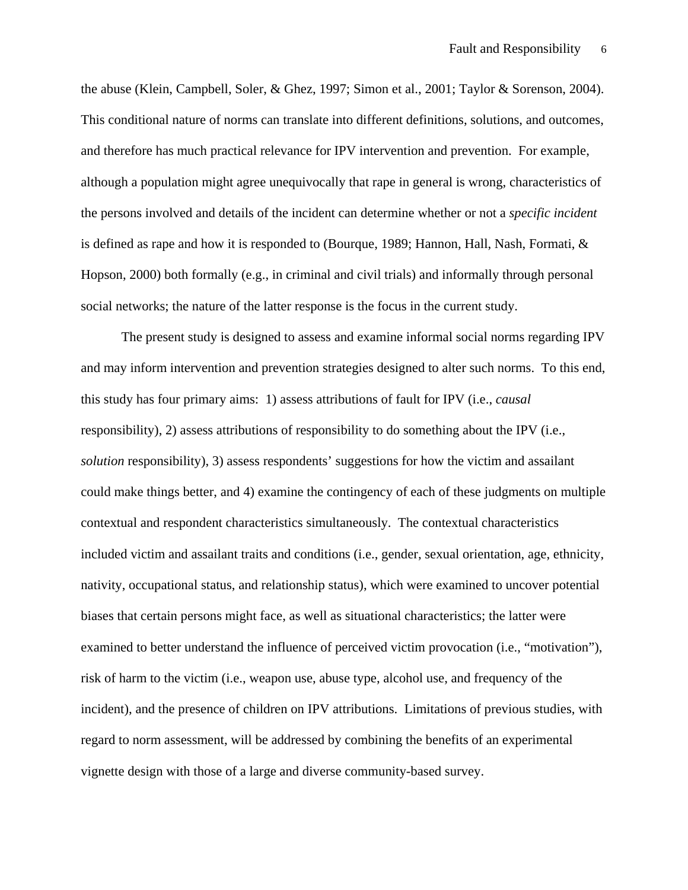the abuse (Klein, Campbell, Soler, & Ghez, 1997; Simon et al., 2001; Taylor & Sorenson, 2004). This conditional nature of norms can translate into different definitions, solutions, and outcomes, and therefore has much practical relevance for IPV intervention and prevention. For example, although a population might agree unequivocally that rape in general is wrong, characteristics of the persons involved and details of the incident can determine whether or not a *specific incident* is defined as rape and how it is responded to (Bourque, 1989; Hannon, Hall, Nash, Formati, & Hopson, 2000) both formally (e.g., in criminal and civil trials) and informally through personal social networks; the nature of the latter response is the focus in the current study.

The present study is designed to assess and examine informal social norms regarding IPV and may inform intervention and prevention strategies designed to alter such norms. To this end, this study has four primary aims: 1) assess attributions of fault for IPV (i.e., *causal* responsibility), 2) assess attributions of responsibility to do something about the IPV (i.e., *solution* responsibility), 3) assess respondents' suggestions for how the victim and assailant could make things better, and 4) examine the contingency of each of these judgments on multiple contextual and respondent characteristics simultaneously. The contextual characteristics included victim and assailant traits and conditions (i.e., gender, sexual orientation, age, ethnicity, nativity, occupational status, and relationship status), which were examined to uncover potential biases that certain persons might face, as well as situational characteristics; the latter were examined to better understand the influence of perceived victim provocation (i.e., "motivation"), risk of harm to the victim (i.e., weapon use, abuse type, alcohol use, and frequency of the incident), and the presence of children on IPV attributions. Limitations of previous studies, with regard to norm assessment, will be addressed by combining the benefits of an experimental vignette design with those of a large and diverse community-based survey.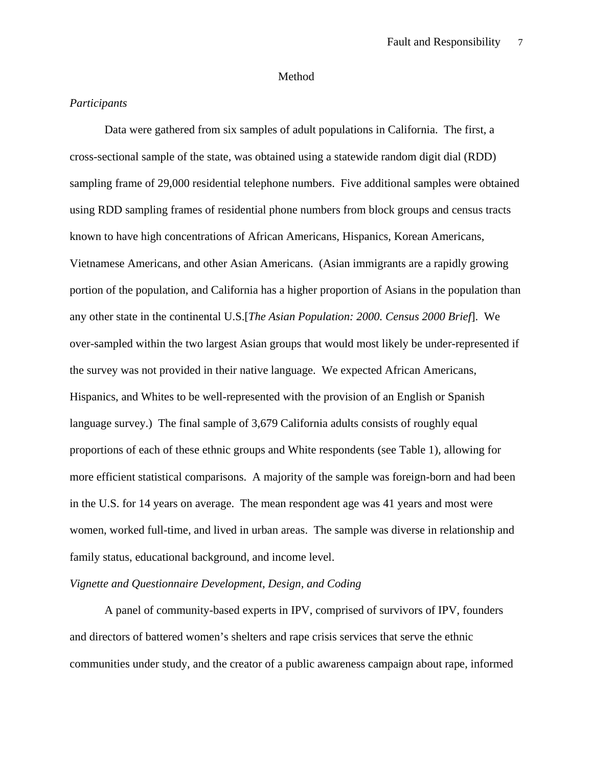# Method

*Participants*

Data were gathered from six samples of adult populations in California. The first, a cross-sectional sample of the state, was obtained using a statewide random digit dial (RDD) sampling frame of 29,000 residential telephone numbers. Five additional samples were obtained using RDD sampling frames of residential phone numbers from block groups and census tracts known to have high concentrations of African Americans, Hispanics, Korean Americans, Vietnamese Americans, and other Asian Americans. (Asian immigrants are a rapidly growing portion of the population, and California has a higher proportion of Asians in the population than any other state in the continental U.S.[*The Asian Population: 2000. Census 2000 Brief*]. We over-sampled within the two largest Asian groups that would most likely be under-represented if the survey was not provided in their native language. We expected African Americans, Hispanics, and Whites to be well-represented with the provision of an English or Spanish language survey.) The final sample of 3,679 California adults consists of roughly equal proportions of each of these ethnic groups and White respondents (see Table 1), allowing for more efficient statistical comparisons. A majority of the sample was foreign-born and had been in the U.S. for 14 years on average. The mean respondent age was 41 years and most were women, worked full-time, and lived in urban areas. The sample was diverse in relationship and family status, educational background, and income level.

*Vignette and Questionnaire Development, Design, and Coding*

A panel of community-based experts in IPV, comprised of survivors of IPV, founders and directors of battered women's shelters and rape crisis services that serve the ethnic communities under study, and the creator of a public awareness campaign about rape, informed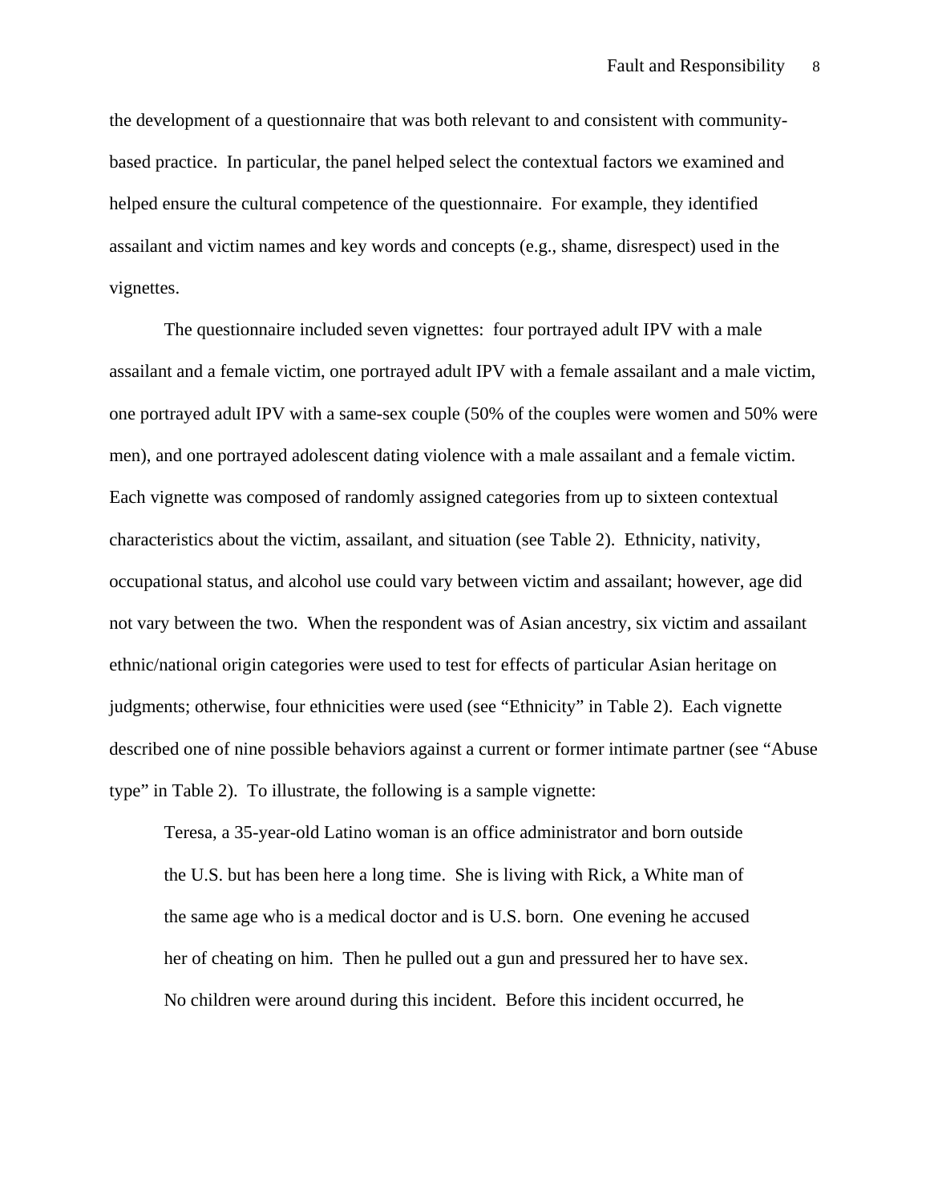the development of a questionnaire that was both relevant to and consistent with community-based practice. In particular, the panel helped select the contextual factors we examined and helped ensure the cultural competence of the questionnaire. For example, they identified assailant and victim names and key words and concepts (e.g., shame, disrespect) used in the vignettes.

The questionnaire included seven vignettes: four portrayed adult IPV with a male assailant and a female victim, one portrayed adult IPV with a female assailant and a male victim, one portrayed adult IPV with a same-sex couple (50% of the couples were women and 50% were men), and one portrayed adolescent dating violence with a male assailant and a female victim. Each vignette was composed of randomly assigned categories from up to sixteen contextual characteristics about the victim, assailant, and situation (see Table 2). Ethnicity, nativity, occupational status, and alcohol use could vary between victim and assailant; however, age did not vary between the two. When the respondent was of Asian ancestry, six victim and assailant ethnic/national origin categories were used to test for effects of particular Asian heritage on judgments; otherwise, four ethnicities were used (see "Ethnicity" in Table 2). Each vignette described one of nine possible behaviors against a current or former intimate partner (see "Abuse type" in Table 2). To illustrate, the following is a sample vignette:

> Teresa, a 35-year-old Latino woman is an office administrator and born outside the U.S. but has been here a long time. She is living with Rick, a White man of the same age who is a medical doctor and is U.S. born. One evening he accused her of cheating on him. Then he pulled out a gun and pressured her to have sex. No children were around during this incident. Before this incident occurred, he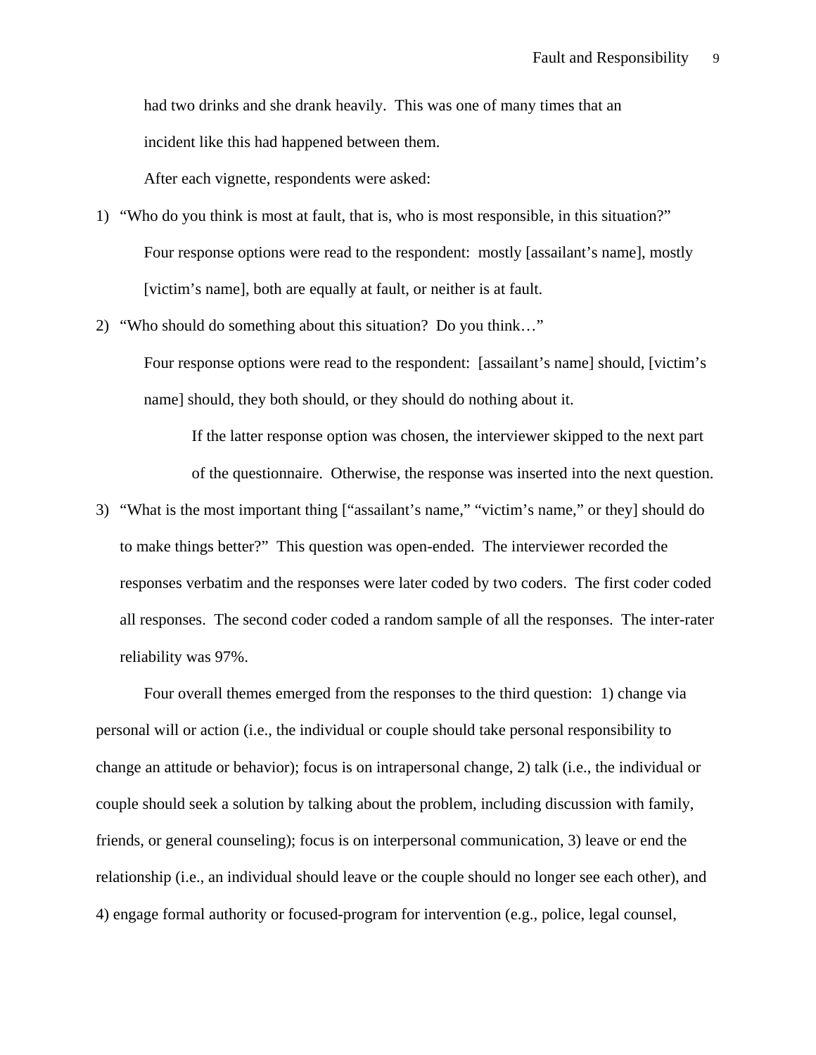had two drinks and she drank heavily. This was one of many times that an incident like this had happened between them.

After each vignette, respondents were asked:

1) "Who do you think is most at fault, that is, who is most responsible, in this situation?"

   Four response options were read to the respondent: mostly [assailant's name], mostly [victim's name], both are equally at fault, or neither is at fault.

2) "Who should do something about this situation? Do you think…"

   Four response options were read to the respondent: [assailant's name] should, [victim's name] should, they both should, or they should do nothing about it.

   If the latter response option was chosen, the interviewer skipped to the next part of the questionnaire. Otherwise, the response was inserted into the next question.

3) "What is the most important thing ["assailant's name," "victim's name," or they] should do to make things better?" This question was open-ended. The interviewer recorded the responses verbatim and the responses were later coded by two coders. The first coder coded all responses. The second coder coded a random sample of all the responses. The inter-rater reliability was 97%.

Four overall themes emerged from the responses to the third question: 1) change via personal will or action (i.e., the individual or couple should take personal responsibility to change an attitude or behavior); focus is on intrapersonal change, 2) talk (i.e., the individual or couple should seek a solution by talking about the problem, including discussion with family, friends, or general counseling); focus is on interpersonal communication, 3) leave or end the relationship (i.e., an individual should leave or the couple should no longer see each other), and 4) engage formal authority or focused-program for intervention (e.g., police, legal counsel,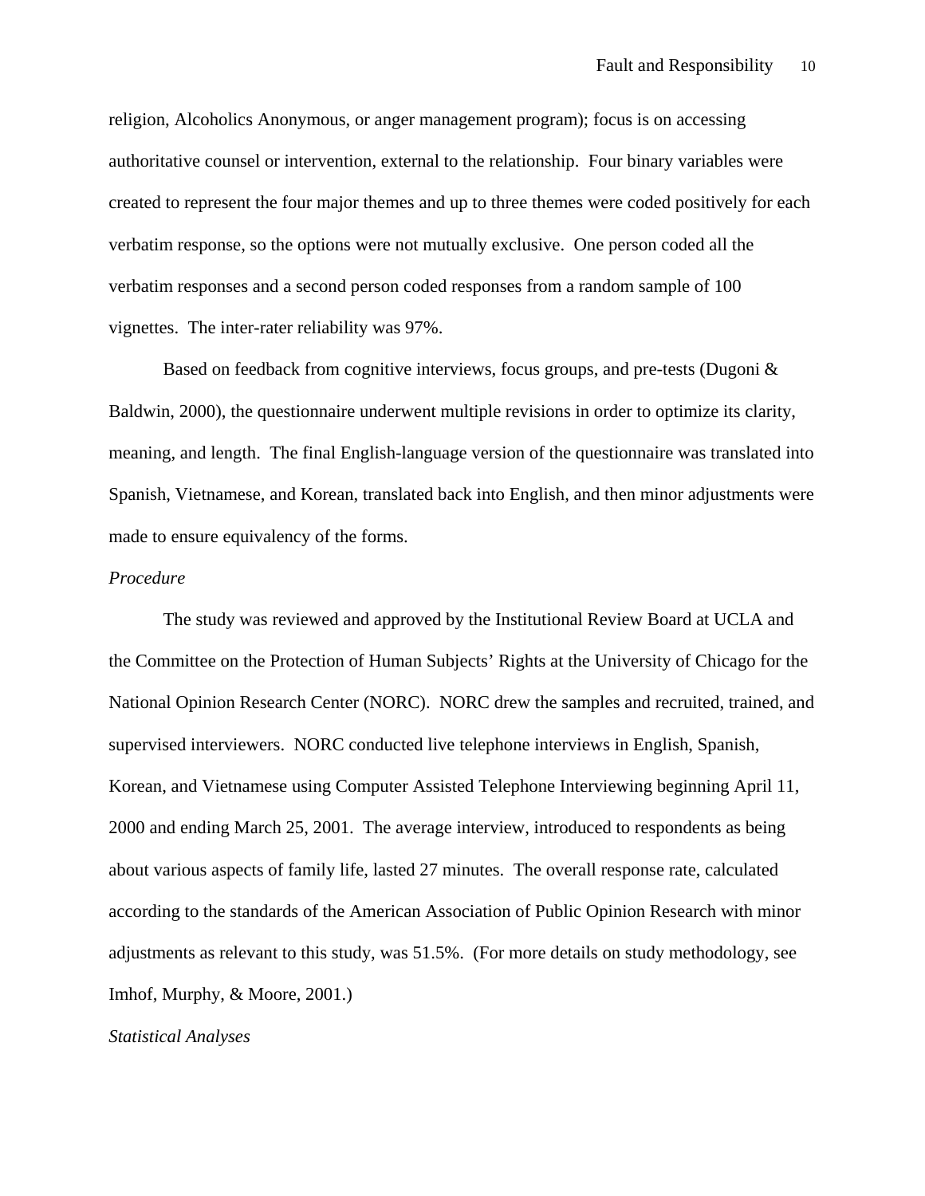religion, Alcoholics Anonymous, or anger management program); focus is on accessing authoritative counsel or intervention, external to the relationship. Four binary variables were created to represent the four major themes and up to three themes were coded positively for each verbatim response, so the options were not mutually exclusive. One person coded all the verbatim responses and a second person coded responses from a random sample of 100 vignettes. The inter-rater reliability was 97%.

Based on feedback from cognitive interviews, focus groups, and pre-tests (Dugoni & Baldwin, 2000), the questionnaire underwent multiple revisions in order to optimize its clarity, meaning, and length. The final English-language version of the questionnaire was translated into Spanish, Vietnamese, and Korean, translated back into English, and then minor adjustments were made to ensure equivalency of the forms.

*Procedure*

The study was reviewed and approved by the Institutional Review Board at UCLA and the Committee on the Protection of Human Subjects' Rights at the University of Chicago for the National Opinion Research Center (NORC). NORC drew the samples and recruited, trained, and supervised interviewers. NORC conducted live telephone interviews in English, Spanish, Korean, and Vietnamese using Computer Assisted Telephone Interviewing beginning April 11, 2000 and ending March 25, 2001. The average interview, introduced to respondents as being about various aspects of family life, lasted 27 minutes. The overall response rate, calculated according to the standards of the American Association of Public Opinion Research with minor adjustments as relevant to this study, was 51.5%. (For more details on study methodology, see Imhof, Murphy, & Moore, 2001.)

*Statistical Analyses*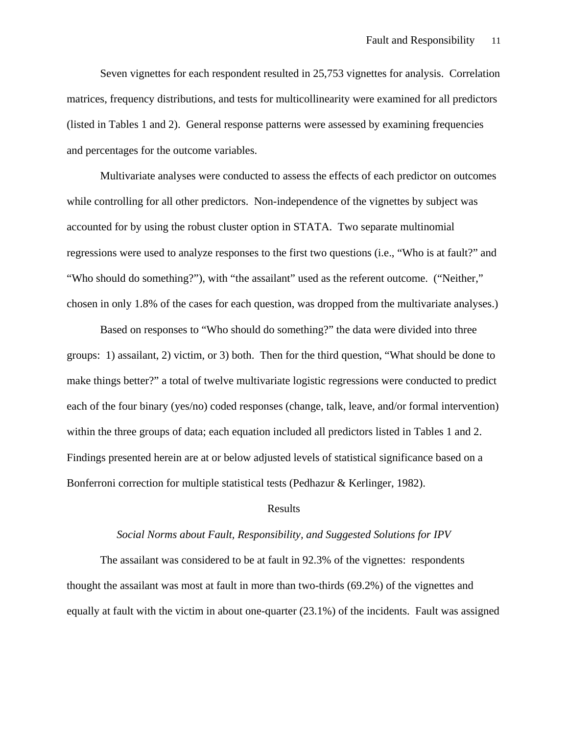Seven vignettes for each respondent resulted in 25,753 vignettes for analysis. Correlation matrices, frequency distributions, and tests for multicollinearity were examined for all predictors (listed in Tables 1 and 2). General response patterns were assessed by examining frequencies and percentages for the outcome variables.

Multivariate analyses were conducted to assess the effects of each predictor on outcomes while controlling for all other predictors. Non-independence of the vignettes by subject was accounted for by using the robust cluster option in STATA. Two separate multinomial regressions were used to analyze responses to the first two questions (i.e., "Who is at fault?" and "Who should do something?"), with "the assailant" used as the referent outcome. ("Neither," chosen in only 1.8% of the cases for each question, was dropped from the multivariate analyses.)

Based on responses to "Who should do something?" the data were divided into three groups: 1) assailant, 2) victim, or 3) both. Then for the third question, "What should be done to make things better?" a total of twelve multivariate logistic regressions were conducted to predict each of the four binary (yes/no) coded responses (change, talk, leave, and/or formal intervention) within the three groups of data; each equation included all predictors listed in Tables 1 and 2. Findings presented herein are at or below adjusted levels of statistical significance based on a Bonferroni correction for multiple statistical tests (Pedhazur & Kerlinger, 1982).

## Results

### *Social Norms about Fault, Responsibility, and Suggested Solutions for IPV*

The assailant was considered to be at fault in 92.3% of the vignettes: respondents thought the assailant was most at fault in more than two-thirds (69.2%) of the vignettes and equally at fault with the victim in about one-quarter (23.1%) of the incidents. Fault was assigned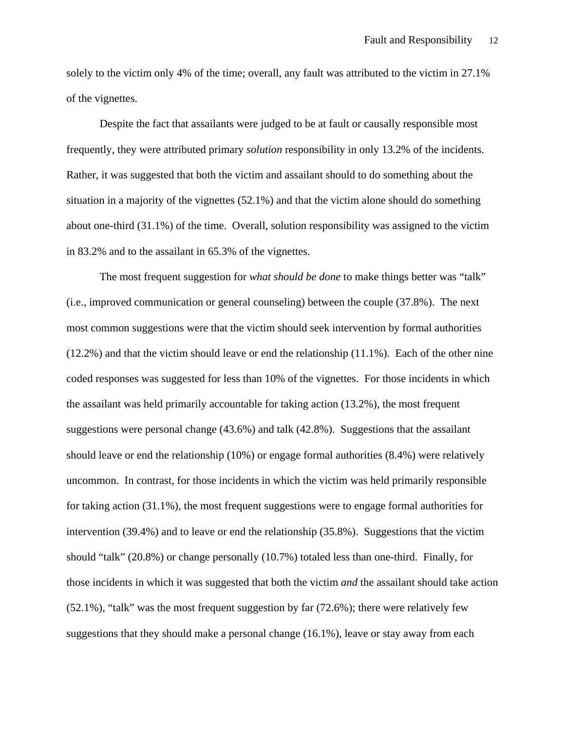solely to the victim only 4% of the time; overall, any fault was attributed to the victim in 27.1% of the vignettes.

Despite the fact that assailants were judged to be at fault or causally responsible most frequently, they were attributed primary *solution* responsibility in only 13.2% of the incidents. Rather, it was suggested that both the victim and assailant should to do something about the situation in a majority of the vignettes (52.1%) and that the victim alone should do something about one-third (31.1%) of the time. Overall, solution responsibility was assigned to the victim in 83.2% and to the assailant in 65.3% of the vignettes.

The most frequent suggestion for *what should be done* to make things better was "talk" (i.e., improved communication or general counseling) between the couple (37.8%). The next most common suggestions were that the victim should seek intervention by formal authorities (12.2%) and that the victim should leave or end the relationship (11.1%). Each of the other nine coded responses was suggested for less than 10% of the vignettes. For those incidents in which the assailant was held primarily accountable for taking action (13.2%), the most frequent suggestions were personal change (43.6%) and talk (42.8%). Suggestions that the assailant should leave or end the relationship (10%) or engage formal authorities (8.4%) were relatively uncommon. In contrast, for those incidents in which the victim was held primarily responsible for taking action (31.1%), the most frequent suggestions were to engage formal authorities for intervention (39.4%) and to leave or end the relationship (35.8%). Suggestions that the victim should "talk" (20.8%) or change personally (10.7%) totaled less than one-third. Finally, for those incidents in which it was suggested that both the victim *and* the assailant should take action (52.1%), "talk" was the most frequent suggestion by far (72.6%); there were relatively few suggestions that they should make a personal change (16.1%), leave or stay away from each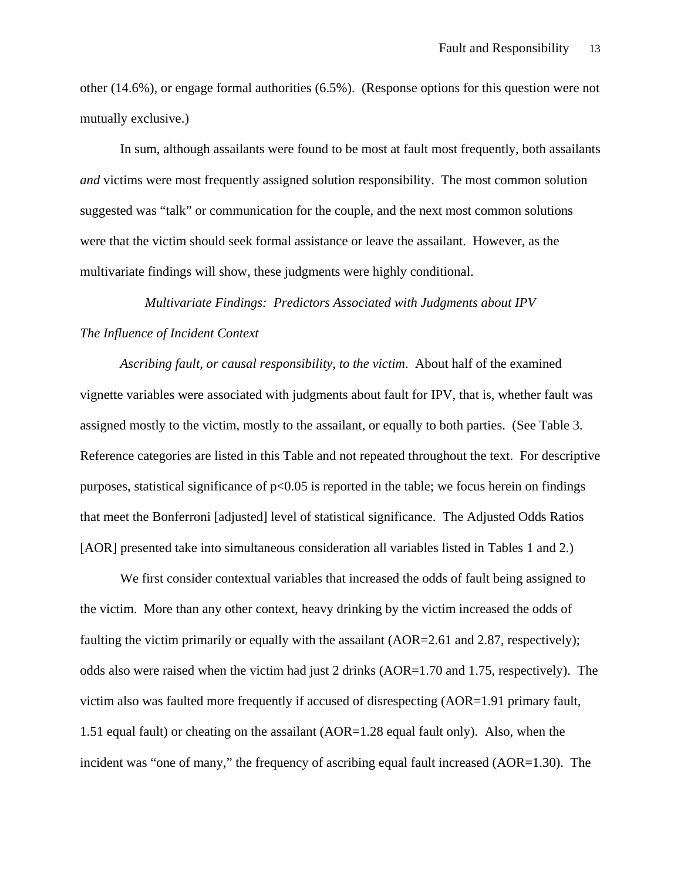other (14.6%), or engage formal authorities (6.5%). (Response options for this question were not mutually exclusive.)

In sum, although assailants were found to be most at fault most frequently, both assailants *and* victims were most frequently assigned solution responsibility. The most common solution suggested was "talk" or communication for the couple, and the next most common solutions were that the victim should seek formal assistance or leave the assailant. However, as the multivariate findings will show, these judgments were highly conditional.

## *Multivariate Findings: Predictors Associated with Judgments about IPV*

### *The Influence of Incident Context*

*Ascribing fault, or causal responsibility, to the victim*. About half of the examined vignette variables were associated with judgments about fault for IPV, that is, whether fault was assigned mostly to the victim, mostly to the assailant, or equally to both parties. (See Table 3. Reference categories are listed in this Table and not repeated throughout the text. For descriptive purposes, statistical significance of $p<0.05$ is reported in the table; we focus herein on findings that meet the Bonferroni [adjusted] level of statistical significance. The Adjusted Odds Ratios [AOR] presented take into simultaneous consideration all variables listed in Tables 1 and 2.)

We first consider contextual variables that increased the odds of fault being assigned to the victim. More than any other context, heavy drinking by the victim increased the odds of faulting the victim primarily or equally with the assailant (AOR=2.61 and 2.87, respectively); odds also were raised when the victim had just 2 drinks (AOR=1.70 and 1.75, respectively). The victim also was faulted more frequently if accused of disrespecting (AOR=1.91 primary fault, 1.51 equal fault) or cheating on the assailant (AOR=1.28 equal fault only). Also, when the incident was "one of many," the frequency of ascribing equal fault increased (AOR=1.30). The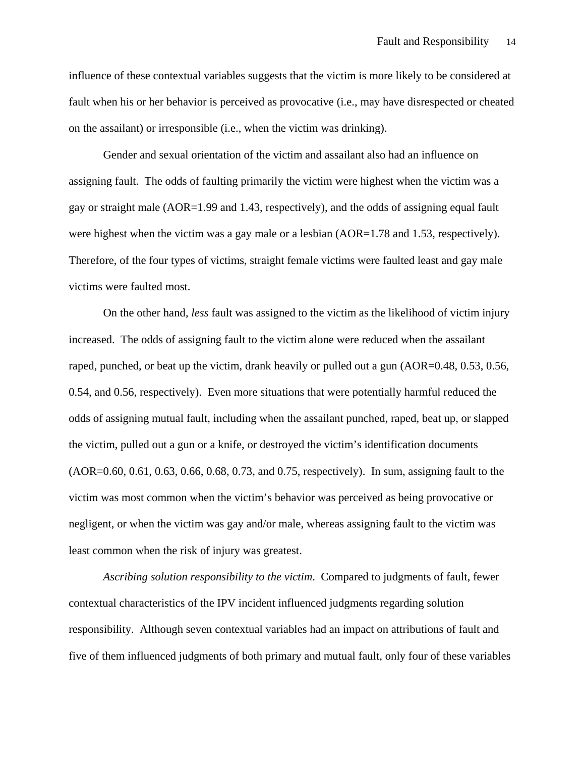influence of these contextual variables suggests that the victim is more likely to be considered at fault when his or her behavior is perceived as provocative (i.e., may have disrespected or cheated on the assailant) or irresponsible (i.e., when the victim was drinking).

Gender and sexual orientation of the victim and assailant also had an influence on assigning fault. The odds of faulting primarily the victim were highest when the victim was a gay or straight male (AOR=1.99 and 1.43, respectively), and the odds of assigning equal fault were highest when the victim was a gay male or a lesbian (AOR=1.78 and 1.53, respectively). Therefore, of the four types of victims, straight female victims were faulted least and gay male victims were faulted most.

On the other hand, *less* fault was assigned to the victim as the likelihood of victim injury increased. The odds of assigning fault to the victim alone were reduced when the assailant raped, punched, or beat up the victim, drank heavily or pulled out a gun (AOR=0.48, 0.53, 0.56, 0.54, and 0.56, respectively). Even more situations that were potentially harmful reduced the odds of assigning mutual fault, including when the assailant punched, raped, beat up, or slapped the victim, pulled out a gun or a knife, or destroyed the victim's identification documents (AOR=0.60, 0.61, 0.63, 0.66, 0.68, 0.73, and 0.75, respectively). In sum, assigning fault to the victim was most common when the victim's behavior was perceived as being provocative or negligent, or when the victim was gay and/or male, whereas assigning fault to the victim was least common when the risk of injury was greatest.

*Ascribing solution responsibility to the victim*. Compared to judgments of fault, fewer contextual characteristics of the IPV incident influenced judgments regarding solution responsibility. Although seven contextual variables had an impact on attributions of fault and five of them influenced judgments of both primary and mutual fault, only four of these variables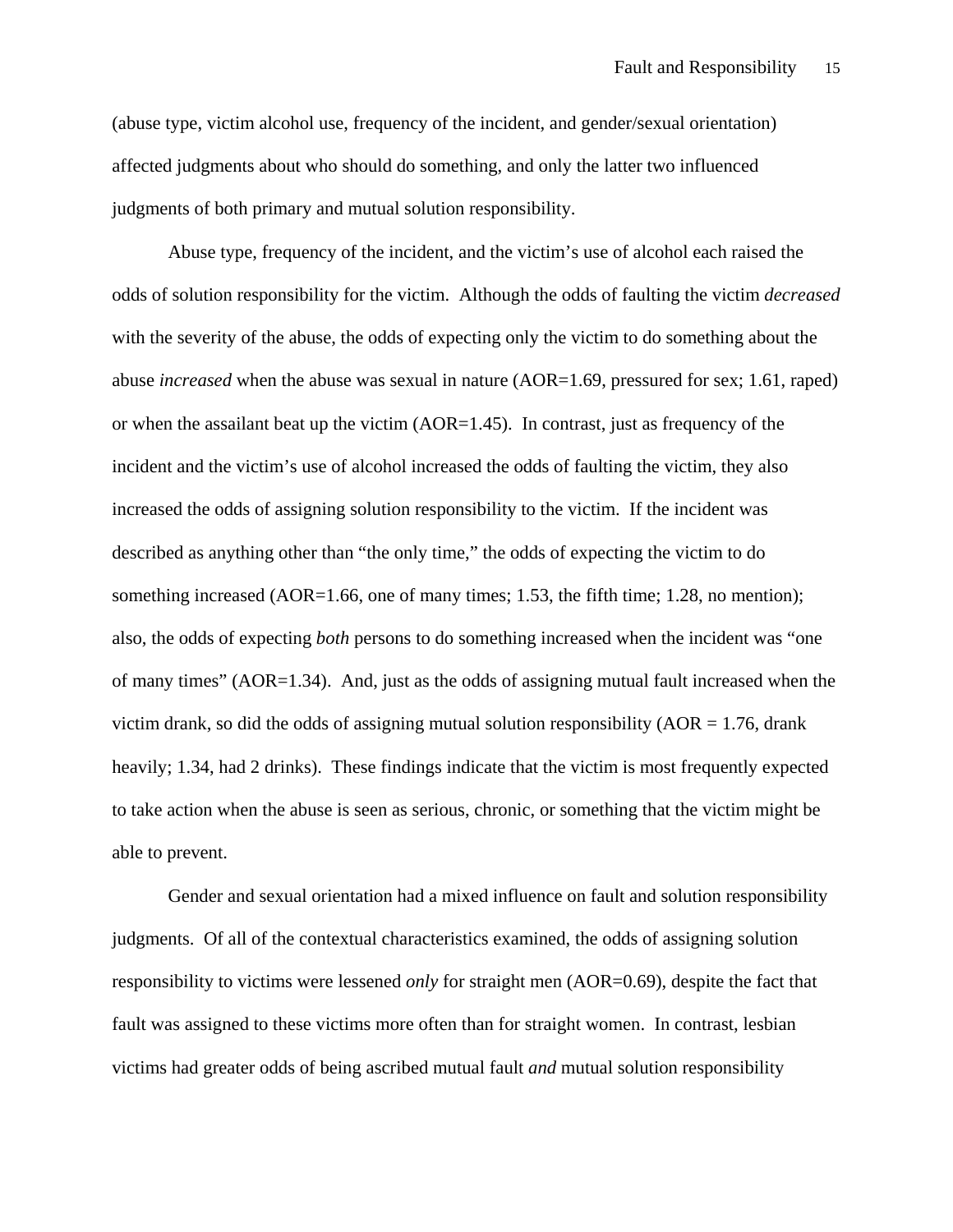(abuse type, victim alcohol use, frequency of the incident, and gender/sexual orientation) affected judgments about who should do something, and only the latter two influenced judgments of both primary and mutual solution responsibility.

Abuse type, frequency of the incident, and the victim's use of alcohol each raised the odds of solution responsibility for the victim. Although the odds of faulting the victim *decreased* with the severity of the abuse, the odds of expecting only the victim to do something about the abuse *increased* when the abuse was sexual in nature (AOR=1.69, pressured for sex; 1.61, raped) or when the assailant beat up the victim (AOR=1.45). In contrast, just as frequency of the incident and the victim's use of alcohol increased the odds of faulting the victim, they also increased the odds of assigning solution responsibility to the victim. If the incident was described as anything other than "the only time," the odds of expecting the victim to do something increased (AOR=1.66, one of many times; 1.53, the fifth time; 1.28, no mention); also, the odds of expecting *both* persons to do something increased when the incident was "one of many times" (AOR=1.34). And, just as the odds of assigning mutual fault increased when the victim drank, so did the odds of assigning mutual solution responsibility (AOR = 1.76, drank heavily; 1.34, had 2 drinks). These findings indicate that the victim is most frequently expected to take action when the abuse is seen as serious, chronic, or something that the victim might be able to prevent.

Gender and sexual orientation had a mixed influence on fault and solution responsibility judgments. Of all of the contextual characteristics examined, the odds of assigning solution responsibility to victims were lessened *only* for straight men (AOR=0.69), despite the fact that fault was assigned to these victims more often than for straight women. In contrast, lesbian victims had greater odds of being ascribed mutual fault *and* mutual solution responsibility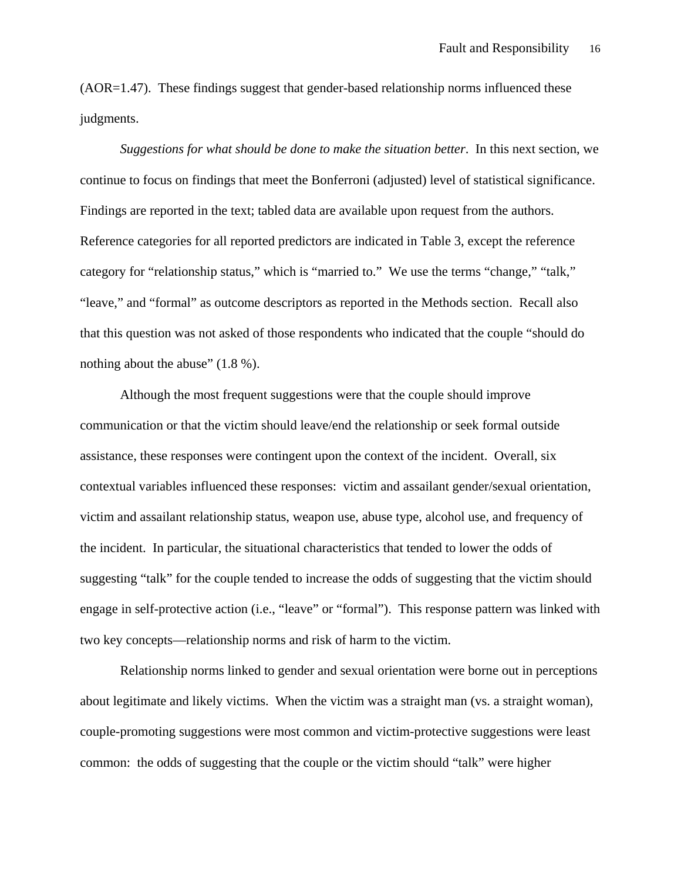(AOR=1.47). These findings suggest that gender-based relationship norms influenced these judgments.

*Suggestions for what should be done to make the situation better*. In this next section, we continue to focus on findings that meet the Bonferroni (adjusted) level of statistical significance. Findings are reported in the text; tabled data are available upon request from the authors. Reference categories for all reported predictors are indicated in Table 3, except the reference category for "relationship status," which is "married to." We use the terms "change," "talk," "leave," and "formal" as outcome descriptors as reported in the Methods section. Recall also that this question was not asked of those respondents who indicated that the couple "should do nothing about the abuse" (1.8 %).

Although the most frequent suggestions were that the couple should improve communication or that the victim should leave/end the relationship or seek formal outside assistance, these responses were contingent upon the context of the incident. Overall, six contextual variables influenced these responses: victim and assailant gender/sexual orientation, victim and assailant relationship status, weapon use, abuse type, alcohol use, and frequency of the incident. In particular, the situational characteristics that tended to lower the odds of suggesting "talk" for the couple tended to increase the odds of suggesting that the victim should engage in self-protective action (i.e., "leave" or "formal"). This response pattern was linked with two key concepts—relationship norms and risk of harm to the victim.

Relationship norms linked to gender and sexual orientation were borne out in perceptions about legitimate and likely victims. When the victim was a straight man (vs. a straight woman), couple-promoting suggestions were most common and victim-protective suggestions were least common: the odds of suggesting that the couple or the victim should "talk" were higher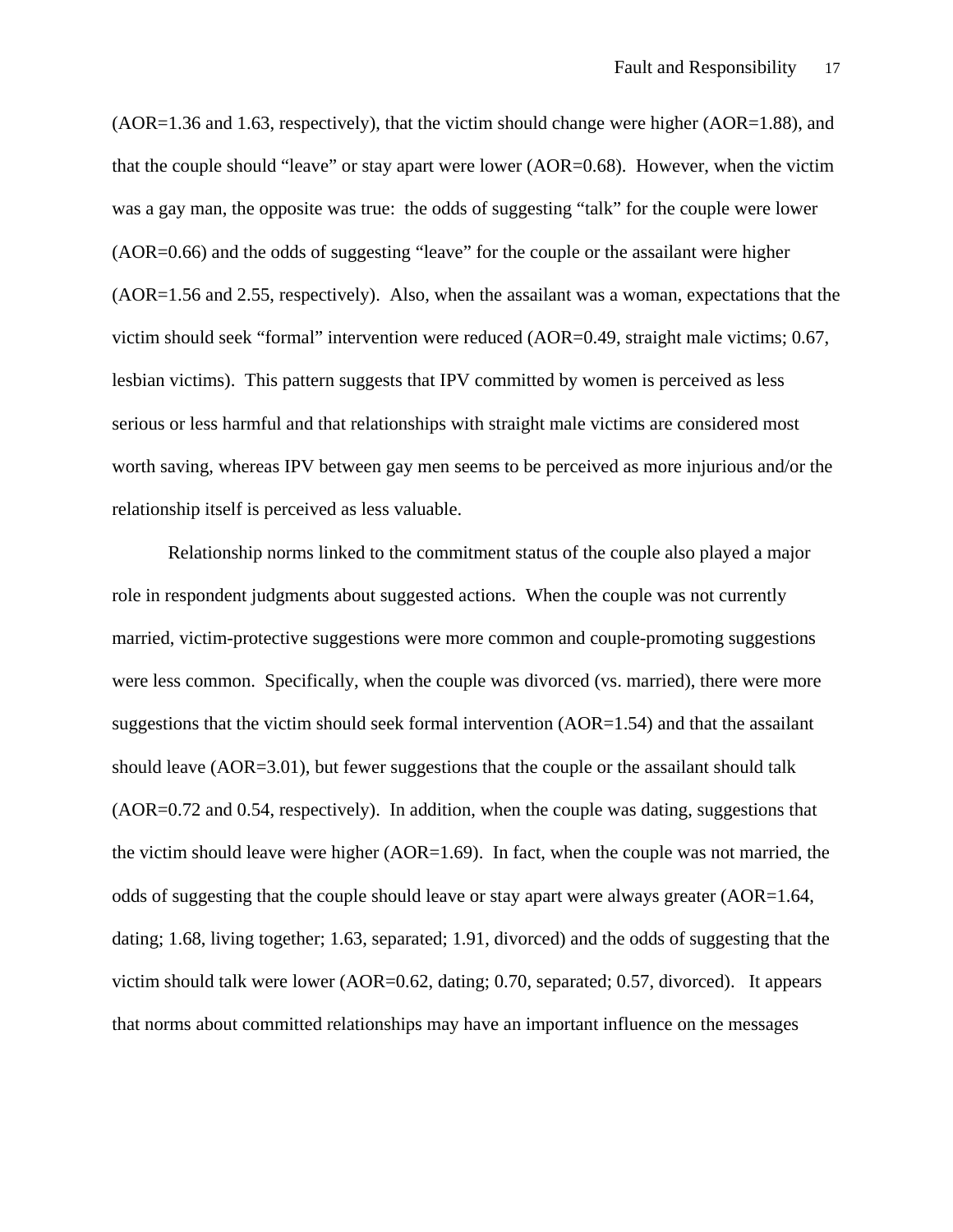(AOR=1.36 and 1.63, respectively), that the victim should change were higher (AOR=1.88), and that the couple should "leave" or stay apart were lower (AOR=0.68). However, when the victim was a gay man, the opposite was true: the odds of suggesting "talk" for the couple were lower (AOR=0.66) and the odds of suggesting "leave" for the couple or the assailant were higher (AOR=1.56 and 2.55, respectively). Also, when the assailant was a woman, expectations that the victim should seek "formal" intervention were reduced (AOR=0.49, straight male victims; 0.67, lesbian victims). This pattern suggests that IPV committed by women is perceived as less serious or less harmful and that relationships with straight male victims are considered most worth saving, whereas IPV between gay men seems to be perceived as more injurious and/or the relationship itself is perceived as less valuable.

Relationship norms linked to the commitment status of the couple also played a major role in respondent judgments about suggested actions. When the couple was not currently married, victim-protective suggestions were more common and couple-promoting suggestions were less common. Specifically, when the couple was divorced (vs. married), there were more suggestions that the victim should seek formal intervention (AOR=1.54) and that the assailant should leave (AOR=3.01), but fewer suggestions that the couple or the assailant should talk (AOR=0.72 and 0.54, respectively). In addition, when the couple was dating, suggestions that the victim should leave were higher (AOR=1.69). In fact, when the couple was not married, the odds of suggesting that the couple should leave or stay apart were always greater (AOR=1.64, dating; 1.68, living together; 1.63, separated; 1.91, divorced) and the odds of suggesting that the victim should talk were lower (AOR=0.62, dating; 0.70, separated; 0.57, divorced). It appears that norms about committed relationships may have an important influence on the messages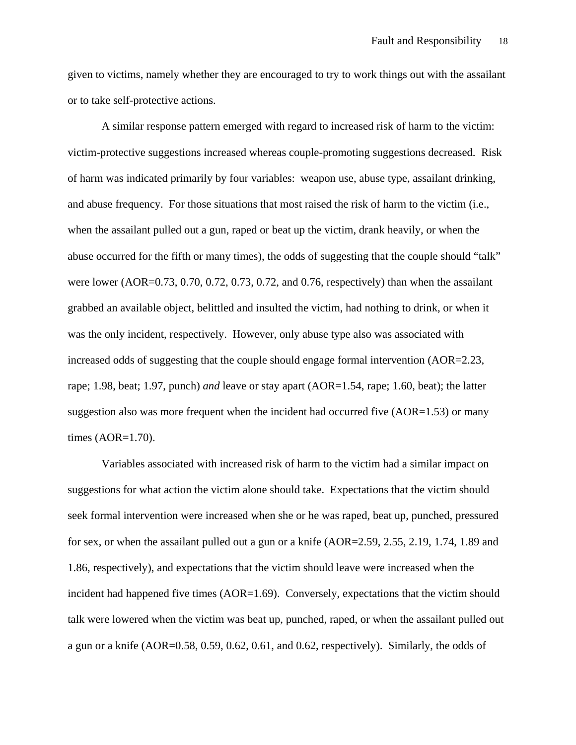given to victims, namely whether they are encouraged to try to work things out with the assailant or to take self-protective actions.

A similar response pattern emerged with regard to increased risk of harm to the victim: victim-protective suggestions increased whereas couple-promoting suggestions decreased. Risk of harm was indicated primarily by four variables: weapon use, abuse type, assailant drinking, and abuse frequency. For those situations that most raised the risk of harm to the victim (i.e., when the assailant pulled out a gun, raped or beat up the victim, drank heavily, or when the abuse occurred for the fifth or many times), the odds of suggesting that the couple should "talk" were lower (AOR=0.73, 0.70, 0.72, 0.73, 0.72, and 0.76, respectively) than when the assailant grabbed an available object, belittled and insulted the victim, had nothing to drink, or when it was the only incident, respectively. However, only abuse type also was associated with increased odds of suggesting that the couple should engage formal intervention (AOR=2.23, rape; 1.98, beat; 1.97, punch) *and* leave or stay apart (AOR=1.54, rape; 1.60, beat); the latter suggestion also was more frequent when the incident had occurred five (AOR=1.53) or many times (AOR=1.70).

Variables associated with increased risk of harm to the victim had a similar impact on suggestions for what action the victim alone should take. Expectations that the victim should seek formal intervention were increased when she or he was raped, beat up, punched, pressured for sex, or when the assailant pulled out a gun or a knife (AOR=2.59, 2.55, 2.19, 1.74, 1.89 and 1.86, respectively), and expectations that the victim should leave were increased when the incident had happened five times (AOR=1.69). Conversely, expectations that the victim should talk were lowered when the victim was beat up, punched, raped, or when the assailant pulled out a gun or a knife (AOR=0.58, 0.59, 0.62, 0.61, and 0.62, respectively). Similarly, the odds of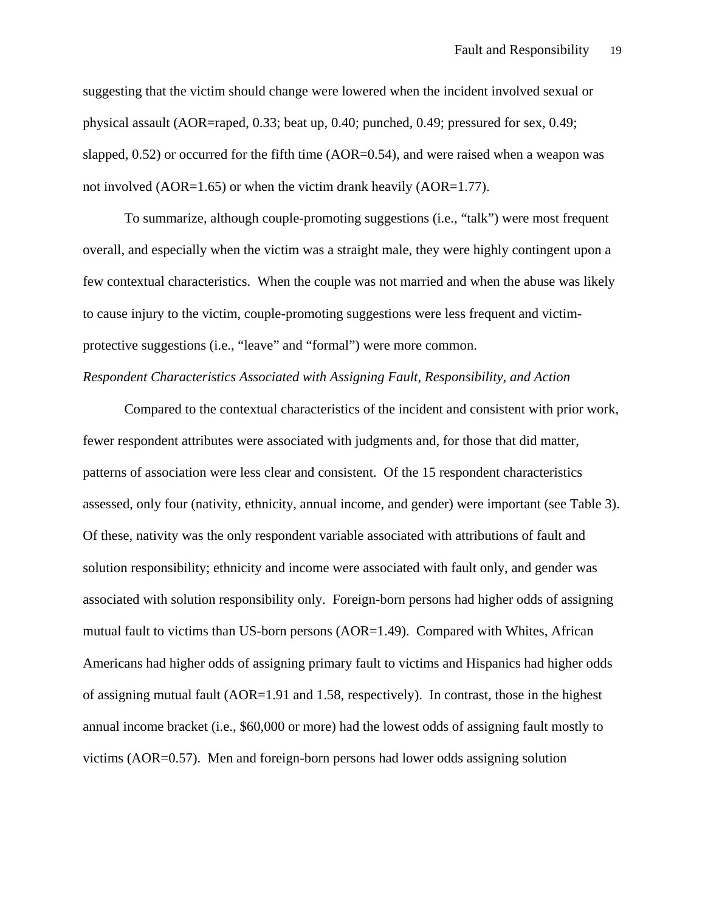suggesting that the victim should change were lowered when the incident involved sexual or physical assault (AOR=raped, 0.33; beat up, 0.40; punched, 0.49; pressured for sex, 0.49; slapped, 0.52) or occurred for the fifth time (AOR=0.54), and were raised when a weapon was not involved (AOR=1.65) or when the victim drank heavily (AOR=1.77).

To summarize, although couple-promoting suggestions (i.e., "talk") were most frequent overall, and especially when the victim was a straight male, they were highly contingent upon a few contextual characteristics. When the couple was not married and when the abuse was likely to cause injury to the victim, couple-promoting suggestions were less frequent and victim-protective suggestions (i.e., "leave" and "formal") were more common.

*Respondent Characteristics Associated with Assigning Fault, Responsibility, and Action*

Compared to the contextual characteristics of the incident and consistent with prior work, fewer respondent attributes were associated with judgments and, for those that did matter, patterns of association were less clear and consistent. Of the 15 respondent characteristics assessed, only four (nativity, ethnicity, annual income, and gender) were important (see Table 3). Of these, nativity was the only respondent variable associated with attributions of fault and solution responsibility; ethnicity and income were associated with fault only, and gender was associated with solution responsibility only. Foreign-born persons had higher odds of assigning mutual fault to victims than US-born persons (AOR=1.49). Compared with Whites, African Americans had higher odds of assigning primary fault to victims and Hispanics had higher odds of assigning mutual fault (AOR=1.91 and 1.58, respectively). In contrast, those in the highest annual income bracket (i.e., $60,000 or more) had the lowest odds of assigning fault mostly to victims (AOR=0.57). Men and foreign-born persons had lower odds assigning solution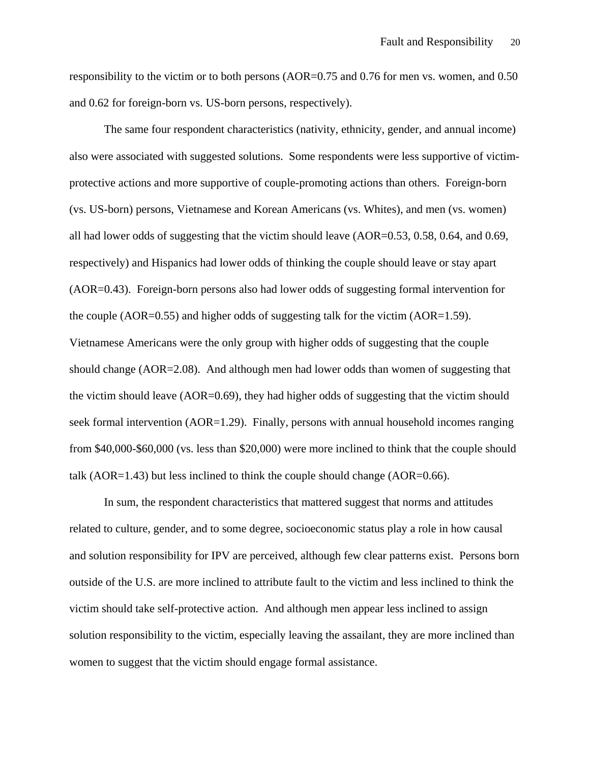responsibility to the victim or to both persons (AOR=0.75 and 0.76 for men vs. women, and 0.50 and 0.62 for foreign-born vs. US-born persons, respectively).

The same four respondent characteristics (nativity, ethnicity, gender, and annual income) also were associated with suggested solutions. Some respondents were less supportive of victim-protective actions and more supportive of couple-promoting actions than others. Foreign-born (vs. US-born) persons, Vietnamese and Korean Americans (vs. Whites), and men (vs. women) all had lower odds of suggesting that the victim should leave (AOR=0.53, 0.58, 0.64, and 0.69, respectively) and Hispanics had lower odds of thinking the couple should leave or stay apart (AOR=0.43). Foreign-born persons also had lower odds of suggesting formal intervention for the couple (AOR=0.55) and higher odds of suggesting talk for the victim (AOR=1.59). Vietnamese Americans were the only group with higher odds of suggesting that the couple should change (AOR=2.08). And although men had lower odds than women of suggesting that the victim should leave (AOR=0.69), they had higher odds of suggesting that the victim should seek formal intervention (AOR=1.29). Finally, persons with annual household incomes ranging from $40,000-$60,000 (vs. less than $20,000) were more inclined to think that the couple should talk (AOR=1.43) but less inclined to think the couple should change (AOR=0.66).

In sum, the respondent characteristics that mattered suggest that norms and attitudes related to culture, gender, and to some degree, socioeconomic status play a role in how causal and solution responsibility for IPV are perceived, although few clear patterns exist. Persons born outside of the U.S. are more inclined to attribute fault to the victim and less inclined to think the victim should take self-protective action. And although men appear less inclined to assign solution responsibility to the victim, especially leaving the assailant, they are more inclined than women to suggest that the victim should engage formal assistance.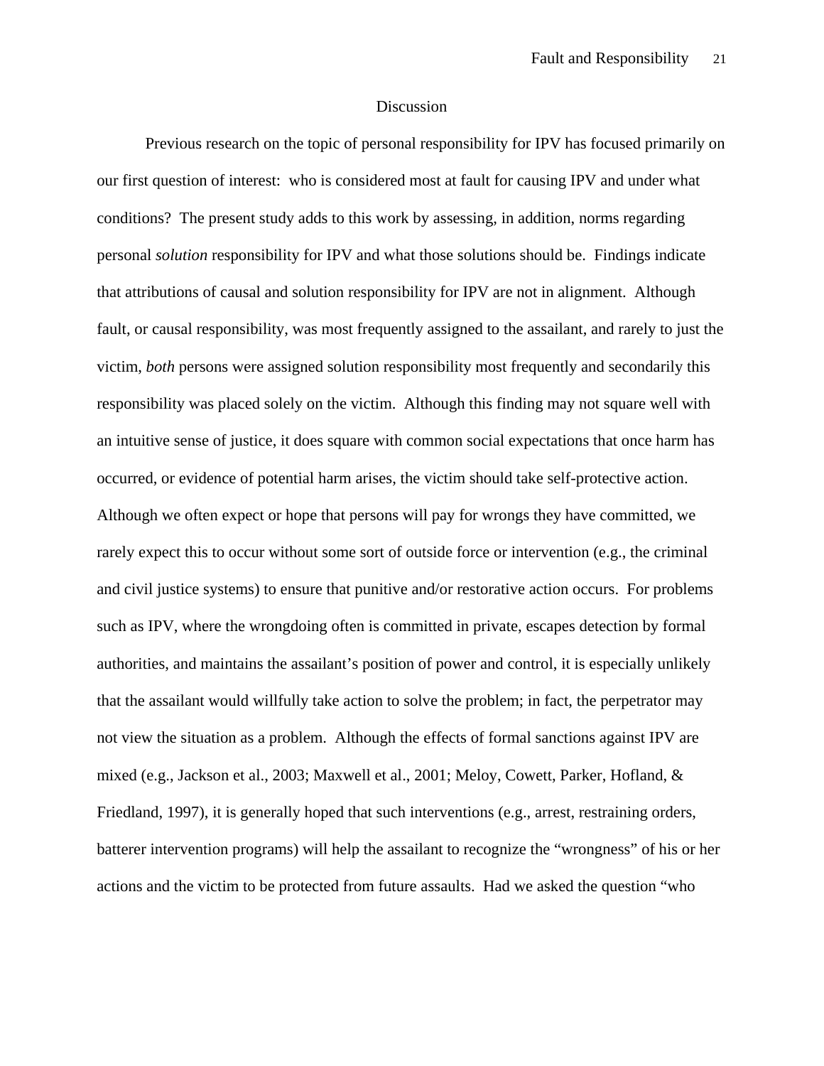## Discussion

Previous research on the topic of personal responsibility for IPV has focused primarily on our first question of interest: who is considered most at fault for causing IPV and under what conditions? The present study adds to this work by assessing, in addition, norms regarding personal *solution* responsibility for IPV and what those solutions should be. Findings indicate that attributions of causal and solution responsibility for IPV are not in alignment. Although fault, or causal responsibility, was most frequently assigned to the assailant, and rarely to just the victim, *both* persons were assigned solution responsibility most frequently and secondarily this responsibility was placed solely on the victim. Although this finding may not square well with an intuitive sense of justice, it does square with common social expectations that once harm has occurred, or evidence of potential harm arises, the victim should take self-protective action. Although we often expect or hope that persons will pay for wrongs they have committed, we rarely expect this to occur without some sort of outside force or intervention (e.g., the criminal and civil justice systems) to ensure that punitive and/or restorative action occurs. For problems such as IPV, where the wrongdoing often is committed in private, escapes detection by formal authorities, and maintains the assailant's position of power and control, it is especially unlikely that the assailant would willfully take action to solve the problem; in fact, the perpetrator may not view the situation as a problem. Although the effects of formal sanctions against IPV are mixed (e.g., Jackson et al., 2003; Maxwell et al., 2001; Meloy, Cowett, Parker, Hofland, & Friedland, 1997), it is generally hoped that such interventions (e.g., arrest, restraining orders, batterer intervention programs) will help the assailant to recognize the "wrongness" of his or her actions and the victim to be protected from future assaults. Had we asked the question "who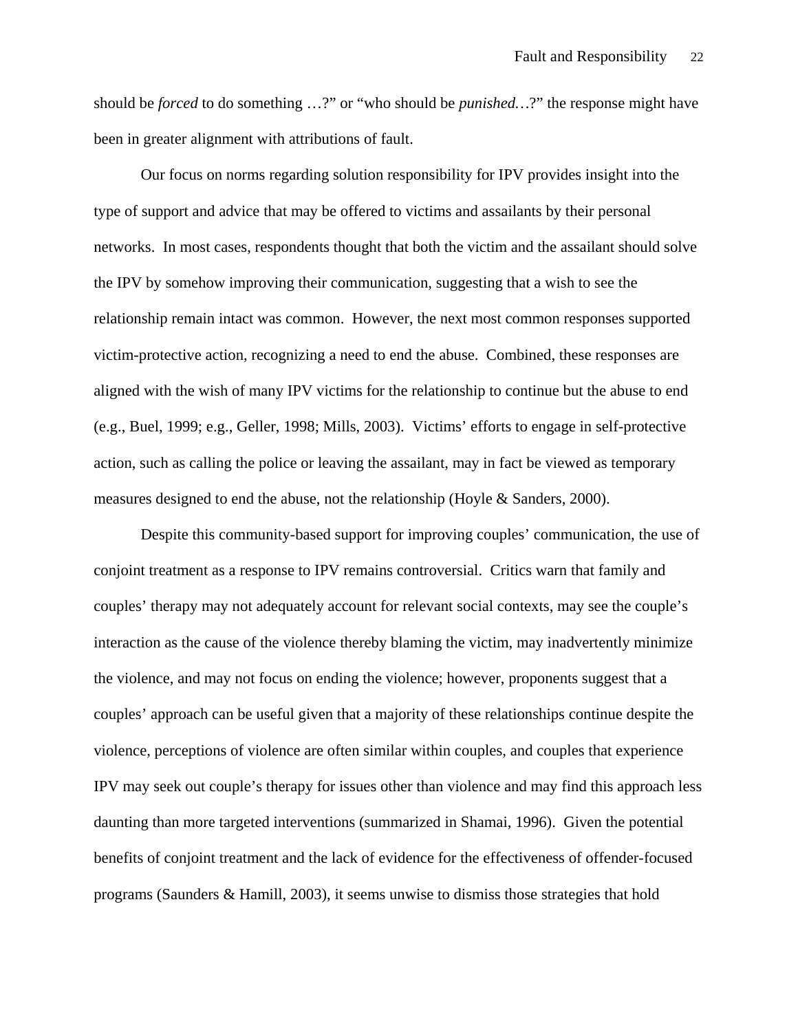should be *forced* to do something …?" or "who should be *punished*…?" the response might have been in greater alignment with attributions of fault.

Our focus on norms regarding solution responsibility for IPV provides insight into the type of support and advice that may be offered to victims and assailants by their personal networks. In most cases, respondents thought that both the victim and the assailant should solve the IPV by somehow improving their communication, suggesting that a wish to see the relationship remain intact was common. However, the next most common responses supported victim-protective action, recognizing a need to end the abuse. Combined, these responses are aligned with the wish of many IPV victims for the relationship to continue but the abuse to end (e.g., Buel, 1999; e.g., Geller, 1998; Mills, 2003). Victims' efforts to engage in self-protective action, such as calling the police or leaving the assailant, may in fact be viewed as temporary measures designed to end the abuse, not the relationship (Hoyle & Sanders, 2000).

Despite this community-based support for improving couples' communication, the use of conjoint treatment as a response to IPV remains controversial. Critics warn that family and couples' therapy may not adequately account for relevant social contexts, may see the couple's interaction as the cause of the violence thereby blaming the victim, may inadvertently minimize the violence, and may not focus on ending the violence; however, proponents suggest that a couples' approach can be useful given that a majority of these relationships continue despite the violence, perceptions of violence are often similar within couples, and couples that experience IPV may seek out couple's therapy for issues other than violence and may find this approach less daunting than more targeted interventions (summarized in Shamai, 1996). Given the potential benefits of conjoint treatment and the lack of evidence for the effectiveness of offender-focused programs (Saunders & Hamill, 2003), it seems unwise to dismiss those strategies that hold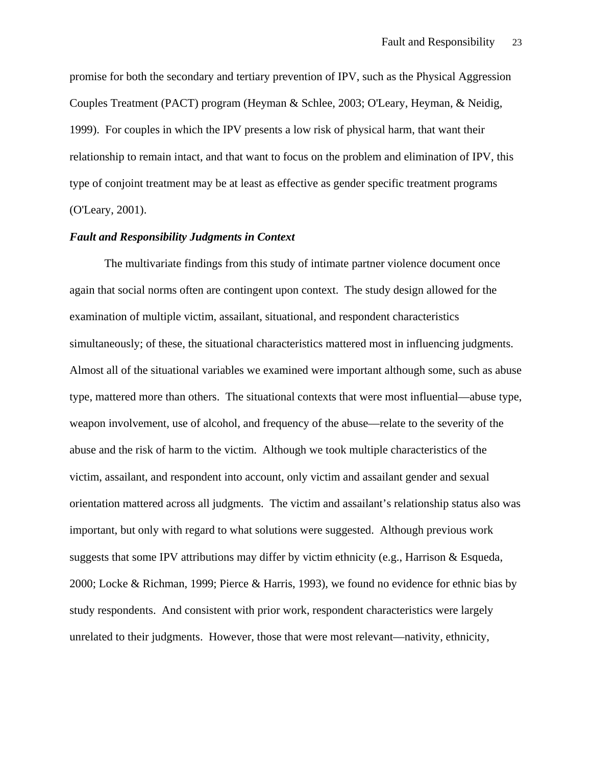promise for both the secondary and tertiary prevention of IPV, such as the Physical Aggression Couples Treatment (PACT) program (Heyman & Schlee, 2003; O'Leary, Heyman, & Neidig, 1999). For couples in which the IPV presents a low risk of physical harm, that want their relationship to remain intact, and that want to focus on the problem and elimination of IPV, this type of conjoint treatment may be at least as effective as gender specific treatment programs (O'Leary, 2001).

### *Fault and Responsibility Judgments in Context*

The multivariate findings from this study of intimate partner violence document once again that social norms often are contingent upon context. The study design allowed for the examination of multiple victim, assailant, situational, and respondent characteristics simultaneously; of these, the situational characteristics mattered most in influencing judgments. Almost all of the situational variables we examined were important although some, such as abuse type, mattered more than others. The situational contexts that were most influential—abuse type, weapon involvement, use of alcohol, and frequency of the abuse—relate to the severity of the abuse and the risk of harm to the victim. Although we took multiple characteristics of the victim, assailant, and respondent into account, only victim and assailant gender and sexual orientation mattered across all judgments. The victim and assailant's relationship status also was important, but only with regard to what solutions were suggested. Although previous work suggests that some IPV attributions may differ by victim ethnicity (e.g., Harrison & Esqueda, 2000; Locke & Richman, 1999; Pierce & Harris, 1993), we found no evidence for ethnic bias by study respondents. And consistent with prior work, respondent characteristics were largely unrelated to their judgments. However, those that were most relevant—nativity, ethnicity,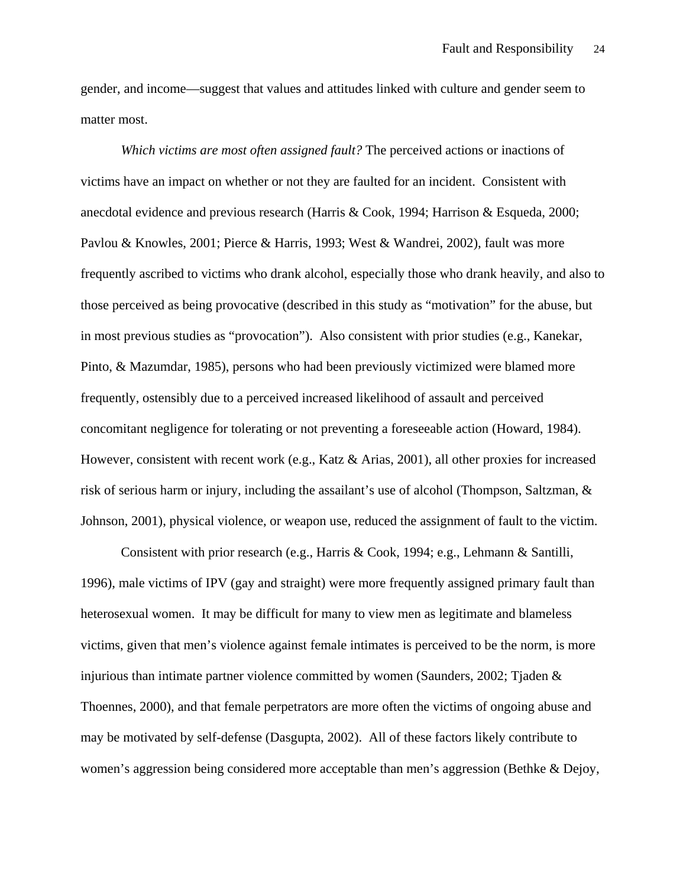gender, and income—suggest that values and attitudes linked with culture and gender seem to matter most.

*Which victims are most often assigned fault?* The perceived actions or inactions of victims have an impact on whether or not they are faulted for an incident. Consistent with anecdotal evidence and previous research (Harris & Cook, 1994; Harrison & Esqueda, 2000; Pavlou & Knowles, 2001; Pierce & Harris, 1993; West & Wandrei, 2002), fault was more frequently ascribed to victims who drank alcohol, especially those who drank heavily, and also to those perceived as being provocative (described in this study as "motivation" for the abuse, but in most previous studies as "provocation"). Also consistent with prior studies (e.g., Kanekar, Pinto, & Mazumdar, 1985), persons who had been previously victimized were blamed more frequently, ostensibly due to a perceived increased likelihood of assault and perceived concomitant negligence for tolerating or not preventing a foreseeable action (Howard, 1984). However, consistent with recent work (e.g., Katz & Arias, 2001), all other proxies for increased risk of serious harm or injury, including the assailant's use of alcohol (Thompson, Saltzman, & Johnson, 2001), physical violence, or weapon use, reduced the assignment of fault to the victim.

Consistent with prior research (e.g., Harris & Cook, 1994; e.g., Lehmann & Santilli, 1996), male victims of IPV (gay and straight) were more frequently assigned primary fault than heterosexual women. It may be difficult for many to view men as legitimate and blameless victims, given that men's violence against female intimates is perceived to be the norm, is more injurious than intimate partner violence committed by women (Saunders, 2002; Tjaden & Thoennes, 2000), and that female perpetrators are more often the victims of ongoing abuse and may be motivated by self-defense (Dasgupta, 2002). All of these factors likely contribute to women's aggression being considered more acceptable than men's aggression (Bethke & Dejoy,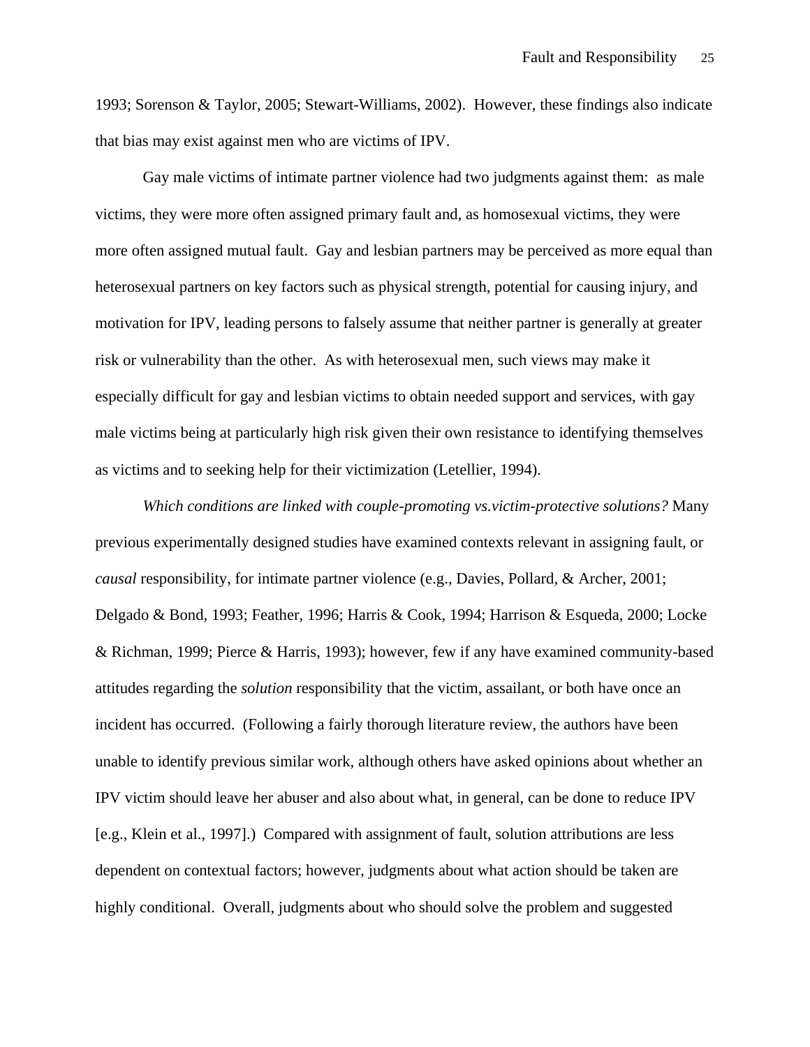1993; Sorenson & Taylor, 2005; Stewart-Williams, 2002). However, these findings also indicate that bias may exist against men who are victims of IPV.

Gay male victims of intimate partner violence had two judgments against them: as male victims, they were more often assigned primary fault and, as homosexual victims, they were more often assigned mutual fault. Gay and lesbian partners may be perceived as more equal than heterosexual partners on key factors such as physical strength, potential for causing injury, and motivation for IPV, leading persons to falsely assume that neither partner is generally at greater risk or vulnerability than the other. As with heterosexual men, such views may make it especially difficult for gay and lesbian victims to obtain needed support and services, with gay male victims being at particularly high risk given their own resistance to identifying themselves as victims and to seeking help for their victimization (Letellier, 1994).

*Which conditions are linked with couple-promoting vs.victim-protective solutions?* Many previous experimentally designed studies have examined contexts relevant in assigning fault, or *causal* responsibility, for intimate partner violence (e.g., Davies, Pollard, & Archer, 2001; Delgado & Bond, 1993; Feather, 1996; Harris & Cook, 1994; Harrison & Esqueda, 2000; Locke & Richman, 1999; Pierce & Harris, 1993); however, few if any have examined community-based attitudes regarding the *solution* responsibility that the victim, assailant, or both have once an incident has occurred. (Following a fairly thorough literature review, the authors have been unable to identify previous similar work, although others have asked opinions about whether an IPV victim should leave her abuser and also about what, in general, can be done to reduce IPV [e.g., Klein et al., 1997].) Compared with assignment of fault, solution attributions are less dependent on contextual factors; however, judgments about what action should be taken are highly conditional. Overall, judgments about who should solve the problem and suggested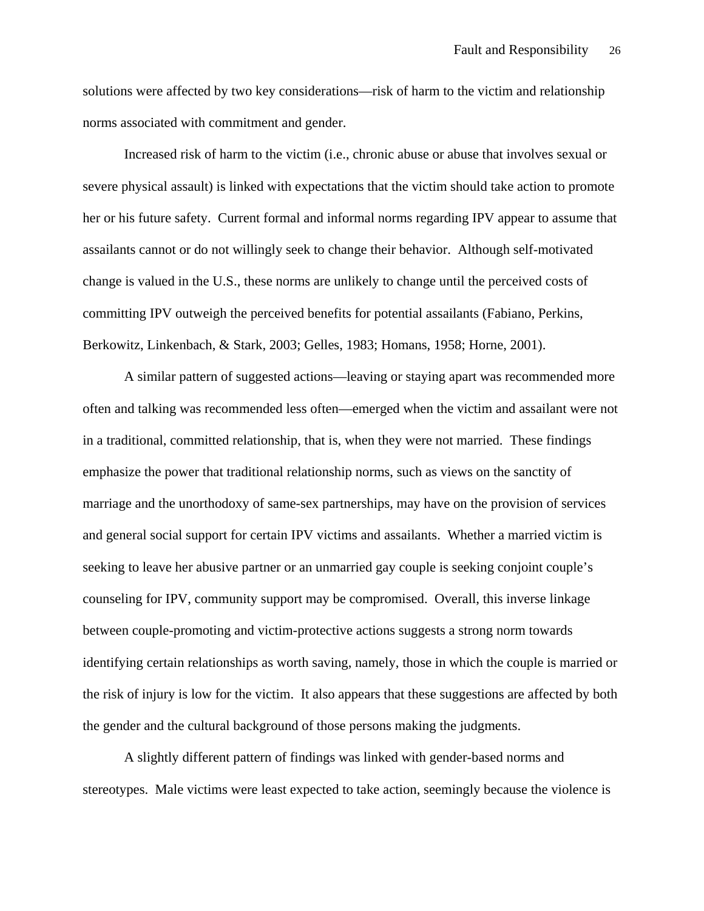solutions were affected by two key considerations—risk of harm to the victim and relationship norms associated with commitment and gender.

Increased risk of harm to the victim (i.e., chronic abuse or abuse that involves sexual or severe physical assault) is linked with expectations that the victim should take action to promote her or his future safety. Current formal and informal norms regarding IPV appear to assume that assailants cannot or do not willingly seek to change their behavior. Although self-motivated change is valued in the U.S., these norms are unlikely to change until the perceived costs of committing IPV outweigh the perceived benefits for potential assailants (Fabiano, Perkins, Berkowitz, Linkenbach, & Stark, 2003; Gelles, 1983; Homans, 1958; Horne, 2001).

A similar pattern of suggested actions—leaving or staying apart was recommended more often and talking was recommended less often—emerged when the victim and assailant were not in a traditional, committed relationship, that is, when they were not married. These findings emphasize the power that traditional relationship norms, such as views on the sanctity of marriage and the unorthodoxy of same-sex partnerships, may have on the provision of services and general social support for certain IPV victims and assailants. Whether a married victim is seeking to leave her abusive partner or an unmarried gay couple is seeking conjoint couple's counseling for IPV, community support may be compromised. Overall, this inverse linkage between couple-promoting and victim-protective actions suggests a strong norm towards identifying certain relationships as worth saving, namely, those in which the couple is married or the risk of injury is low for the victim. It also appears that these suggestions are affected by both the gender and the cultural background of those persons making the judgments.

A slightly different pattern of findings was linked with gender-based norms and stereotypes. Male victims were least expected to take action, seemingly because the violence is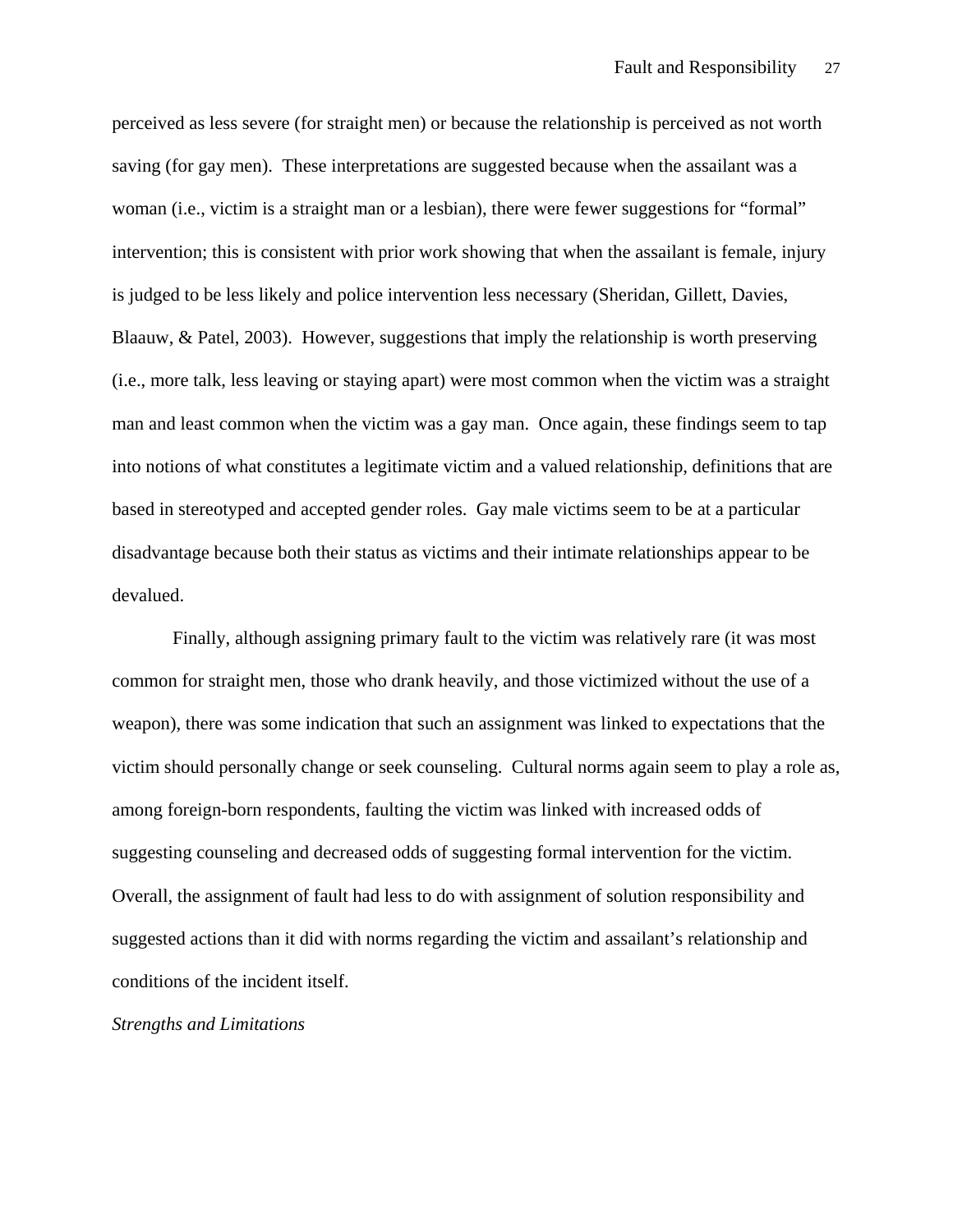perceived as less severe (for straight men) or because the relationship is perceived as not worth saving (for gay men). These interpretations are suggested because when the assailant was a woman (i.e., victim is a straight man or a lesbian), there were fewer suggestions for "formal" intervention; this is consistent with prior work showing that when the assailant is female, injury is judged to be less likely and police intervention less necessary (Sheridan, Gillett, Davies, Blaauw, & Patel, 2003). However, suggestions that imply the relationship is worth preserving (i.e., more talk, less leaving or staying apart) were most common when the victim was a straight man and least common when the victim was a gay man. Once again, these findings seem to tap into notions of what constitutes a legitimate victim and a valued relationship, definitions that are based in stereotyped and accepted gender roles. Gay male victims seem to be at a particular disadvantage because both their status as victims and their intimate relationships appear to be devalued.

Finally, although assigning primary fault to the victim was relatively rare (it was most common for straight men, those who drank heavily, and those victimized without the use of a weapon), there was some indication that such an assignment was linked to expectations that the victim should personally change or seek counseling. Cultural norms again seem to play a role as, among foreign-born respondents, faulting the victim was linked with increased odds of suggesting counseling and decreased odds of suggesting formal intervention for the victim. Overall, the assignment of fault had less to do with assignment of solution responsibility and suggested actions than it did with norms regarding the victim and assailant's relationship and conditions of the incident itself.

*Strengths and Limitations*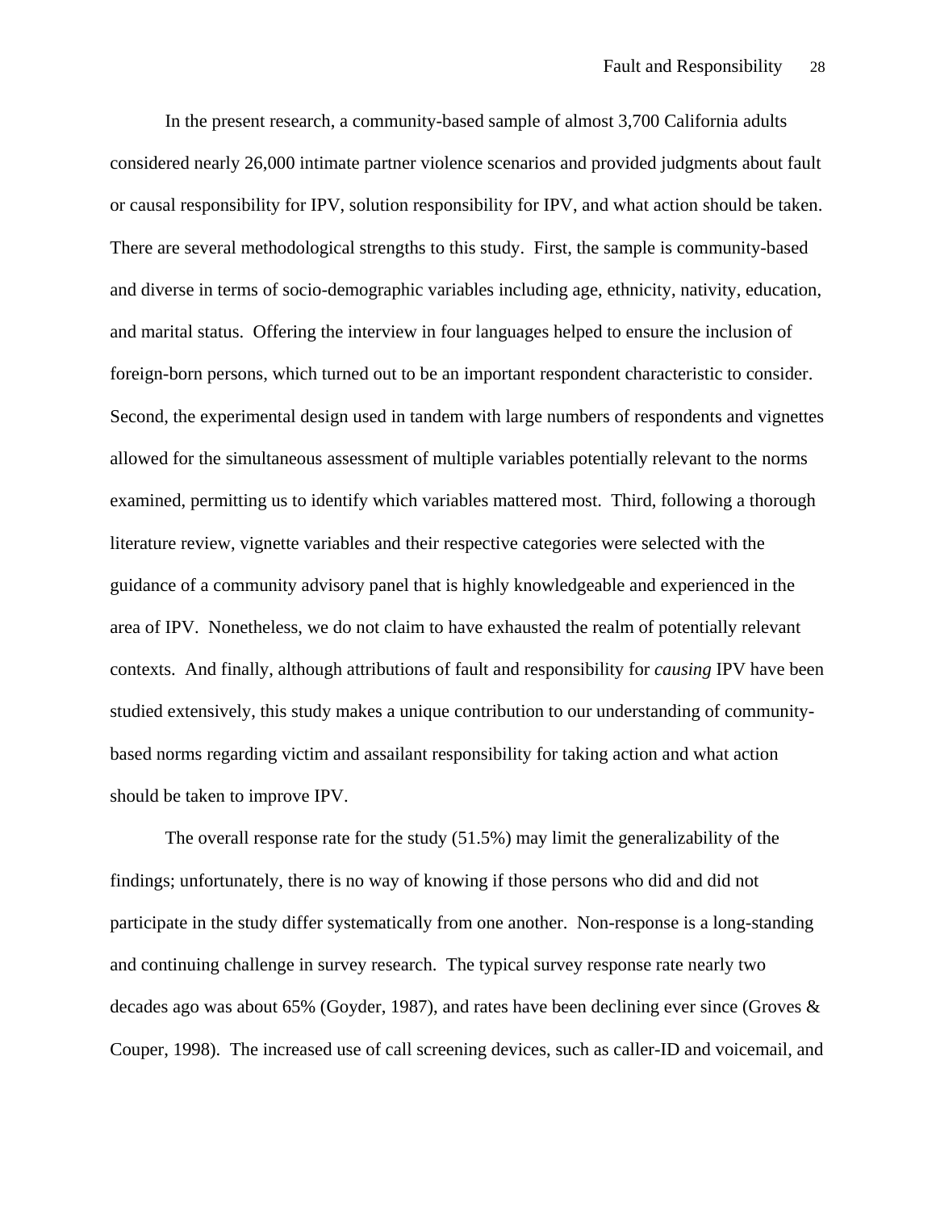In the present research, a community-based sample of almost 3,700 California adults considered nearly 26,000 intimate partner violence scenarios and provided judgments about fault or causal responsibility for IPV, solution responsibility for IPV, and what action should be taken. There are several methodological strengths to this study. First, the sample is community-based and diverse in terms of socio-demographic variables including age, ethnicity, nativity, education, and marital status. Offering the interview in four languages helped to ensure the inclusion of foreign-born persons, which turned out to be an important respondent characteristic to consider. Second, the experimental design used in tandem with large numbers of respondents and vignettes allowed for the simultaneous assessment of multiple variables potentially relevant to the norms examined, permitting us to identify which variables mattered most. Third, following a thorough literature review, vignette variables and their respective categories were selected with the guidance of a community advisory panel that is highly knowledgeable and experienced in the area of IPV. Nonetheless, we do not claim to have exhausted the realm of potentially relevant contexts. And finally, although attributions of fault and responsibility for *causing* IPV have been studied extensively, this study makes a unique contribution to our understanding of community-based norms regarding victim and assailant responsibility for taking action and what action should be taken to improve IPV.

The overall response rate for the study (51.5%) may limit the generalizability of the findings; unfortunately, there is no way of knowing if those persons who did and did not participate in the study differ systematically from one another. Non-response is a long-standing and continuing challenge in survey research. The typical survey response rate nearly two decades ago was about 65% (Goyder, 1987), and rates have been declining ever since (Groves & Couper, 1998). The increased use of call screening devices, such as caller-ID and voicemail, and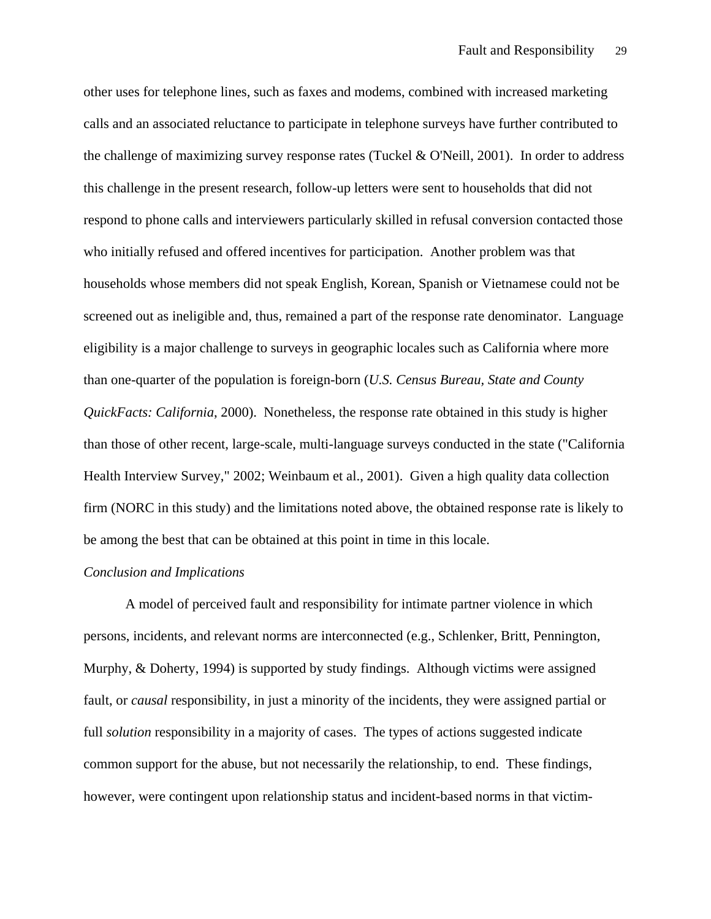other uses for telephone lines, such as faxes and modems, combined with increased marketing calls and an associated reluctance to participate in telephone surveys have further contributed to the challenge of maximizing survey response rates (Tuckel & O'Neill, 2001). In order to address this challenge in the present research, follow-up letters were sent to households that did not respond to phone calls and interviewers particularly skilled in refusal conversion contacted those who initially refused and offered incentives for participation. Another problem was that households whose members did not speak English, Korean, Spanish or Vietnamese could not be screened out as ineligible and, thus, remained a part of the response rate denominator. Language eligibility is a major challenge to surveys in geographic locales such as California where more than one-quarter of the population is foreign-born (*U.S. Census Bureau, State and County QuickFacts: California*, 2000). Nonetheless, the response rate obtained in this study is higher than those of other recent, large-scale, multi-language surveys conducted in the state ("California Health Interview Survey," 2002; Weinbaum et al., 2001). Given a high quality data collection firm (NORC in this study) and the limitations noted above, the obtained response rate is likely to be among the best that can be obtained at this point in time in this locale.

*Conclusion and Implications*

A model of perceived fault and responsibility for intimate partner violence in which persons, incidents, and relevant norms are interconnected (e.g., Schlenker, Britt, Pennington, Murphy, & Doherty, 1994) is supported by study findings. Although victims were assigned fault, or *causal* responsibility, in just a minority of the incidents, they were assigned partial or full *solution* responsibility in a majority of cases. The types of actions suggested indicate common support for the abuse, but not necessarily the relationship, to end. These findings, however, were contingent upon relationship status and incident-based norms in that victim-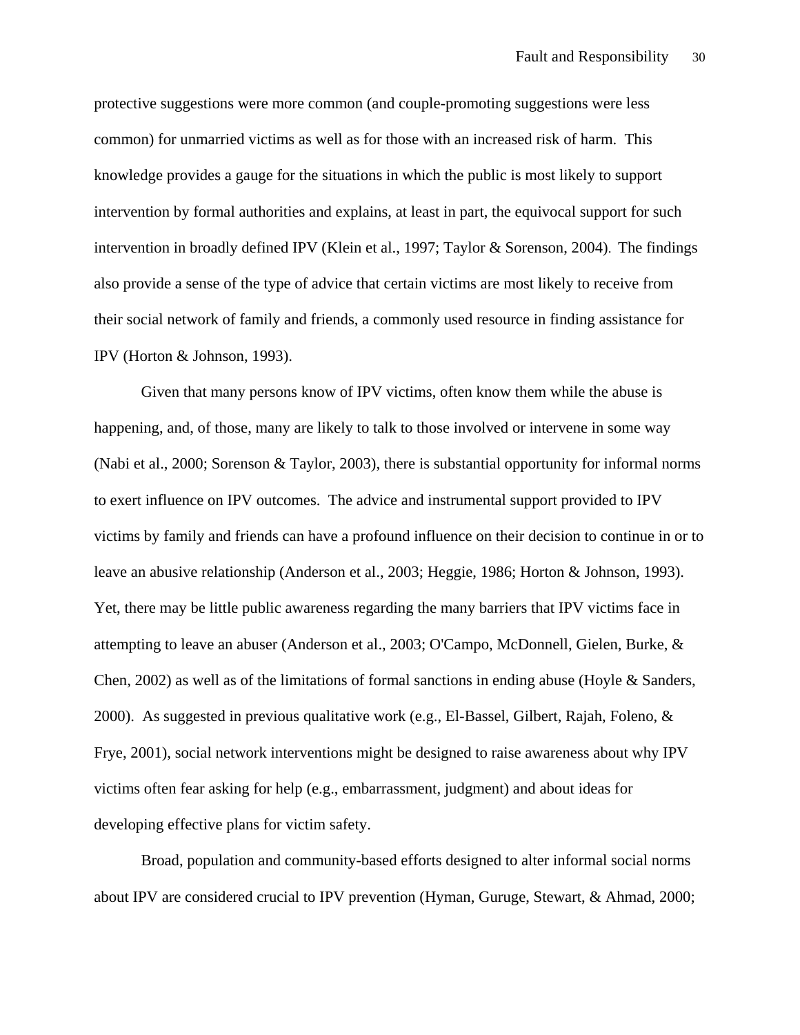protective suggestions were more common (and couple-promoting suggestions were less common) for unmarried victims as well as for those with an increased risk of harm. This knowledge provides a gauge for the situations in which the public is most likely to support intervention by formal authorities and explains, at least in part, the equivocal support for such intervention in broadly defined IPV (Klein et al., 1997; Taylor & Sorenson, 2004). The findings also provide a sense of the type of advice that certain victims are most likely to receive from their social network of family and friends, a commonly used resource in finding assistance for IPV (Horton & Johnson, 1993).

Given that many persons know of IPV victims, often know them while the abuse is happening, and, of those, many are likely to talk to those involved or intervene in some way (Nabi et al., 2000; Sorenson & Taylor, 2003), there is substantial opportunity for informal norms to exert influence on IPV outcomes. The advice and instrumental support provided to IPV victims by family and friends can have a profound influence on their decision to continue in or to leave an abusive relationship (Anderson et al., 2003; Heggie, 1986; Horton & Johnson, 1993). Yet, there may be little public awareness regarding the many barriers that IPV victims face in attempting to leave an abuser (Anderson et al., 2003; O'Campo, McDonnell, Gielen, Burke, & Chen, 2002) as well as of the limitations of formal sanctions in ending abuse (Hoyle & Sanders, 2000). As suggested in previous qualitative work (e.g., El-Bassel, Gilbert, Rajah, Foleno, & Frye, 2001), social network interventions might be designed to raise awareness about why IPV victims often fear asking for help (e.g., embarrassment, judgment) and about ideas for developing effective plans for victim safety.

Broad, population and community-based efforts designed to alter informal social norms about IPV are considered crucial to IPV prevention (Hyman, Guruge, Stewart, & Ahmad, 2000;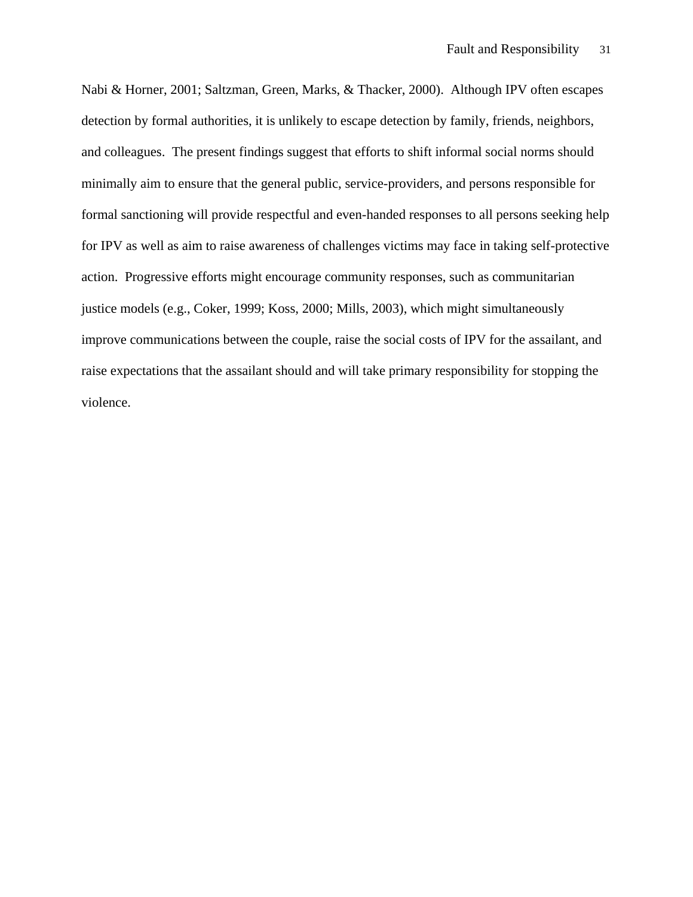Nabi & Horner, 2001; Saltzman, Green, Marks, & Thacker, 2000). Although IPV often escapes detection by formal authorities, it is unlikely to escape detection by family, friends, neighbors, and colleagues. The present findings suggest that efforts to shift informal social norms should minimally aim to ensure that the general public, service-providers, and persons responsible for formal sanctioning will provide respectful and even-handed responses to all persons seeking help for IPV as well as aim to raise awareness of challenges victims may face in taking self-protective action. Progressive efforts might encourage community responses, such as communitarian justice models (e.g., Coker, 1999; Koss, 2000; Mills, 2003), which might simultaneously improve communications between the couple, raise the social costs of IPV for the assailant, and raise expectations that the assailant should and will take primary responsibility for stopping the violence.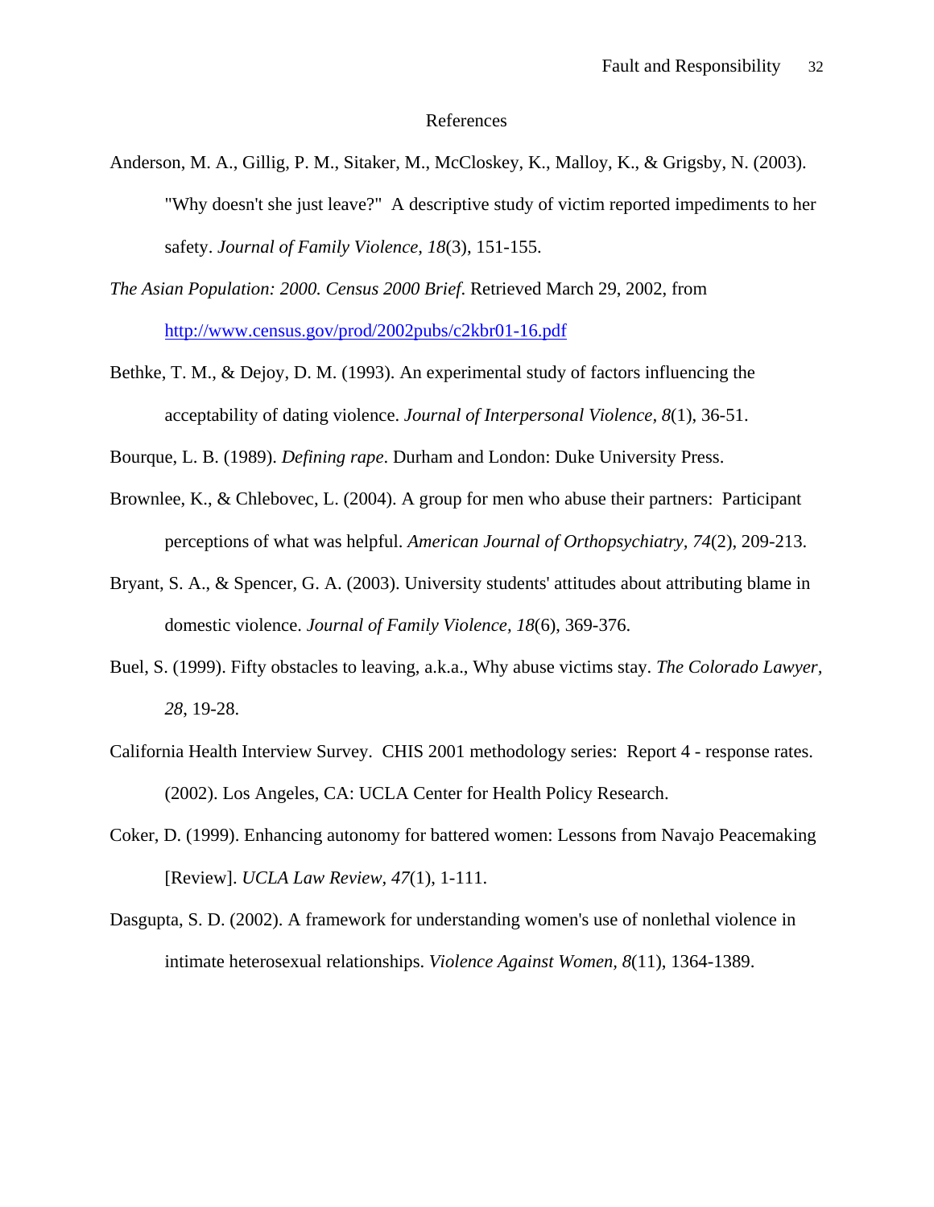# References

Anderson, M. A., Gillig, P. M., Sitaker, M., McCloskey, K., Malloy, K., & Grigsby, N. (2003). "Why doesn't she just leave?" A descriptive study of victim reported impediments to her safety. *Journal of Family Violence, 18*(3), 151-155.

*The Asian Population: 2000. Census 2000 Brief.* Retrieved March 29, 2002, from http://www.census.gov/prod/2002pubs/c2kbr01-16.pdf

Bethke, T. M., & Dejoy, D. M. (1993). An experimental study of factors influencing the acceptability of dating violence. *Journal of Interpersonal Violence, 8*(1), 36-51.

Bourque, L. B. (1989). *Defining rape*. Durham and London: Duke University Press.

Brownlee, K., & Chlebovec, L. (2004). A group for men who abuse their partners: Participant perceptions of what was helpful. *American Journal of Orthopsychiatry, 74*(2), 209-213.

Bryant, S. A., & Spencer, G. A. (2003). University students' attitudes about attributing blame in domestic violence. *Journal of Family Violence, 18*(6), 369-376.

Buel, S. (1999). Fifty obstacles to leaving, a.k.a., Why abuse victims stay. *The Colorado Lawyer, 28*, 19-28.

California Health Interview Survey. CHIS 2001 methodology series: Report 4 - response rates. (2002). Los Angeles, CA: UCLA Center for Health Policy Research.

Coker, D. (1999). Enhancing autonomy for battered women: Lessons from Navajo Peacemaking [Review]. *UCLA Law Review, 47*(1), 1-111.

Dasgupta, S. D. (2002). A framework for understanding women's use of nonlethal violence in intimate heterosexual relationships. *Violence Against Women, 8*(11), 1364-1389.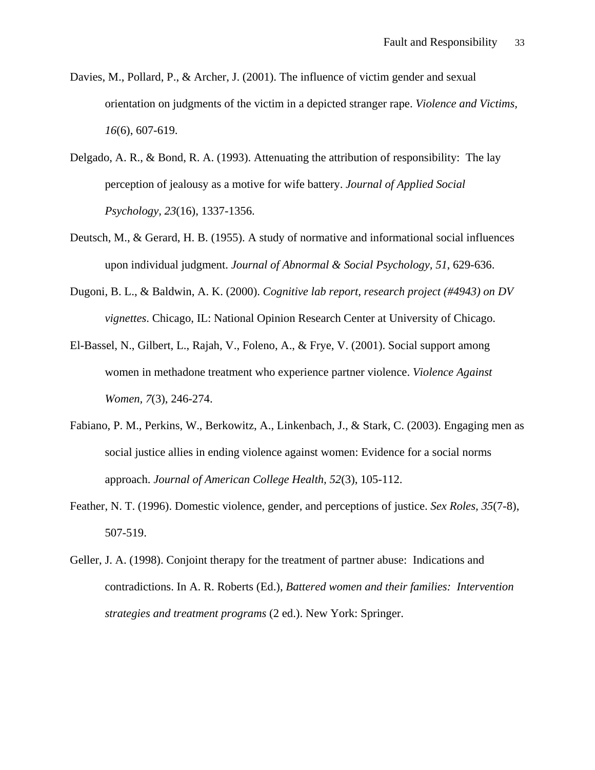Davies, M., Pollard, P., & Archer, J. (2001). The influence of victim gender and sexual orientation on judgments of the victim in a depicted stranger rape. *Violence and Victims, 16*(6), 607-619.

Delgado, A. R., & Bond, R. A. (1993). Attenuating the attribution of responsibility: The lay perception of jealousy as a motive for wife battery. *Journal of Applied Social Psychology, 23*(16), 1337-1356.

Deutsch, M., & Gerard, H. B. (1955). A study of normative and informational social influences upon individual judgment. *Journal of Abnormal & Social Psychology, 51*, 629-636.

Dugoni, B. L., & Baldwin, A. K. (2000). *Cognitive lab report, research project (#4943) on DV vignettes*. Chicago, IL: National Opinion Research Center at University of Chicago.

El-Bassel, N., Gilbert, L., Rajah, V., Foleno, A., & Frye, V. (2001). Social support among women in methadone treatment who experience partner violence. *Violence Against Women, 7*(3), 246-274.

Fabiano, P. M., Perkins, W., Berkowitz, A., Linkenbach, J., & Stark, C. (2003). Engaging men as social justice allies in ending violence against women: Evidence for a social norms approach. *Journal of American College Health, 52*(3), 105-112.

Feather, N. T. (1996). Domestic violence, gender, and perceptions of justice. *Sex Roles, 35*(7-8), 507-519.

Geller, J. A. (1998). Conjoint therapy for the treatment of partner abuse: Indications and contradictions. In A. R. Roberts (Ed.), *Battered women and their families: Intervention strategies and treatment programs* (2 ed.). New York: Springer.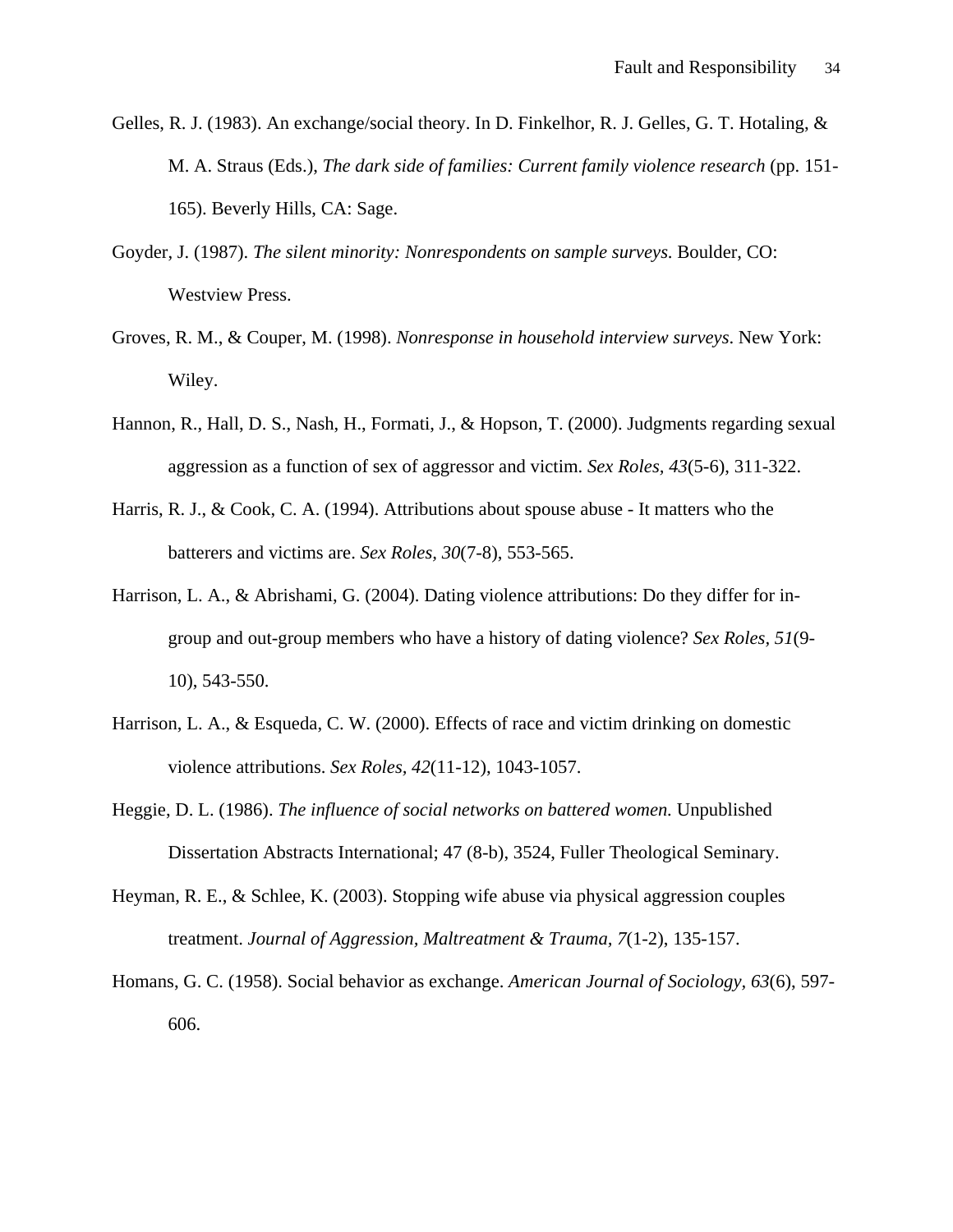Gelles, R. J. (1983). An exchange/social theory. In D. Finkelhor, R. J. Gelles, G. T. Hotaling, & M. A. Straus (Eds.), *The dark side of families: Current family violence research* (pp. 151-165). Beverly Hills, CA: Sage.

Goyder, J. (1987). *The silent minority: Nonrespondents on sample surveys.* Boulder, CO: Westview Press.

Groves, R. M., & Couper, M. (1998). *Nonresponse in household interview surveys*. New York: Wiley.

Hannon, R., Hall, D. S., Nash, H., Formati, J., & Hopson, T. (2000). Judgments regarding sexual aggression as a function of sex of aggressor and victim. *Sex Roles, 43*(5-6), 311-322.

Harris, R. J., & Cook, C. A. (1994). Attributions about spouse abuse - It matters who the batterers and victims are. *Sex Roles, 30*(7-8), 553-565.

Harrison, L. A., & Abrishami, G. (2004). Dating violence attributions: Do they differ for in-group and out-group members who have a history of dating violence? *Sex Roles, 51*(9-10), 543-550.

Harrison, L. A., & Esqueda, C. W. (2000). Effects of race and victim drinking on domestic violence attributions. *Sex Roles, 42*(11-12), 1043-1057.

Heggie, D. L. (1986). *The influence of social networks on battered women.* Unpublished Dissertation Abstracts International; 47 (8-b), 3524, Fuller Theological Seminary.

Heyman, R. E., & Schlee, K. (2003). Stopping wife abuse via physical aggression couples treatment. *Journal of Aggression, Maltreatment & Trauma, 7*(1-2), 135-157.

Homans, G. C. (1958). Social behavior as exchange. *American Journal of Sociology, 63*(6), 597-606.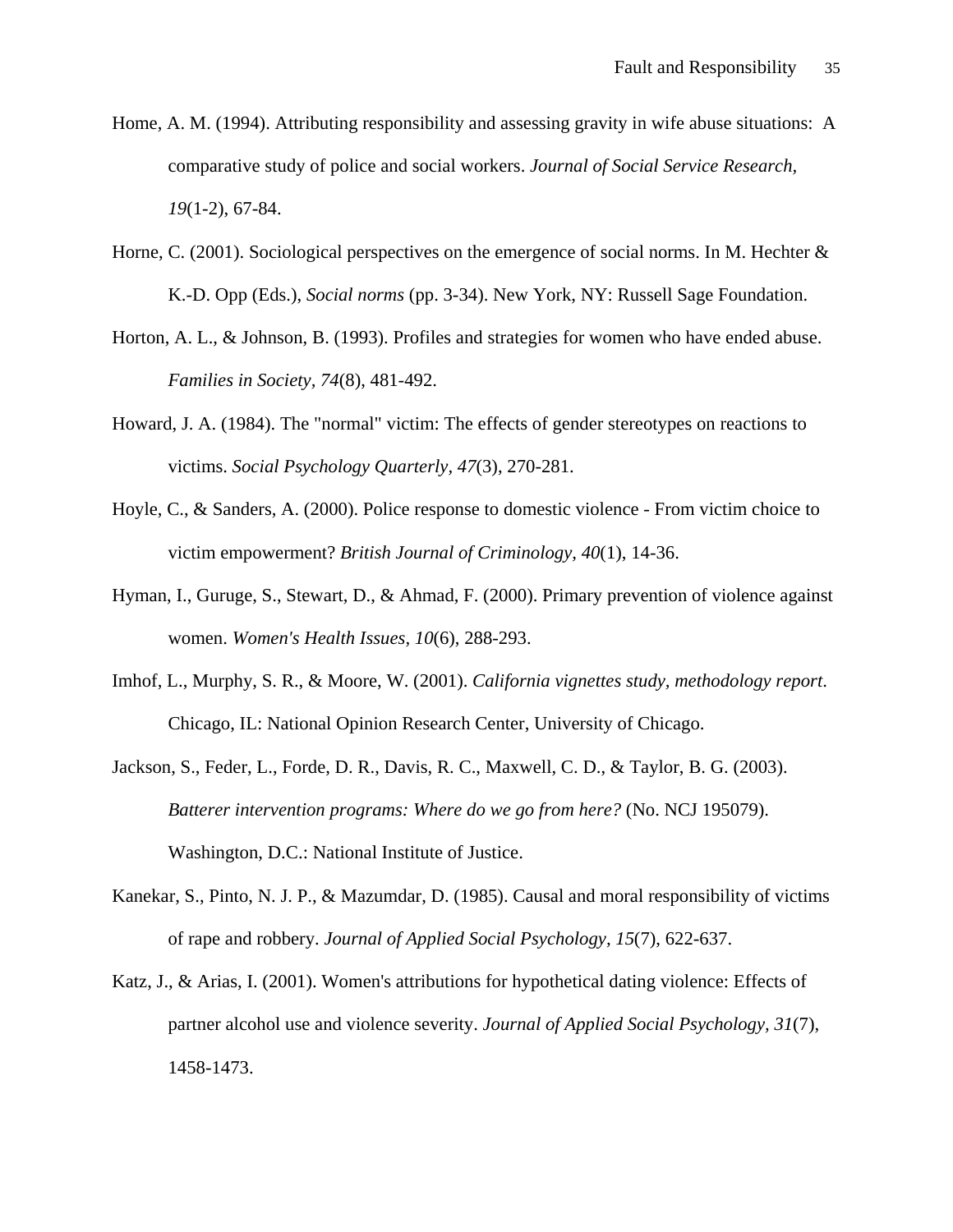Home, A. M. (1994). Attributing responsibility and assessing gravity in wife abuse situations: A comparative study of police and social workers. *Journal of Social Service Research, 19*(1-2), 67-84.

Horne, C. (2001). Sociological perspectives on the emergence of social norms. In M. Hechter & K.-D. Opp (Eds.), *Social norms* (pp. 3-34). New York, NY: Russell Sage Foundation.

Horton, A. L., & Johnson, B. (1993). Profiles and strategies for women who have ended abuse. *Families in Society, 74*(8), 481-492.

Howard, J. A. (1984). The "normal" victim: The effects of gender stereotypes on reactions to victims. *Social Psychology Quarterly, 47*(3), 270-281.

Hoyle, C., & Sanders, A. (2000). Police response to domestic violence - From victim choice to victim empowerment? *British Journal of Criminology, 40*(1), 14-36.

Hyman, I., Guruge, S., Stewart, D., & Ahmad, F. (2000). Primary prevention of violence against women. *Women's Health Issues, 10*(6), 288-293.

Imhof, L., Murphy, S. R., & Moore, W. (2001). *California vignettes study, methodology report*. Chicago, IL: National Opinion Research Center, University of Chicago.

Jackson, S., Feder, L., Forde, D. R., Davis, R. C., Maxwell, C. D., & Taylor, B. G. (2003). *Batterer intervention programs: Where do we go from here?* (No. NCJ 195079). Washington, D.C.: National Institute of Justice.

Kanekar, S., Pinto, N. J. P., & Mazumdar, D. (1985). Causal and moral responsibility of victims of rape and robbery. *Journal of Applied Social Psychology, 15*(7), 622-637.

Katz, J., & Arias, I. (2001). Women's attributions for hypothetical dating violence: Effects of partner alcohol use and violence severity. *Journal of Applied Social Psychology, 31*(7), 1458-1473.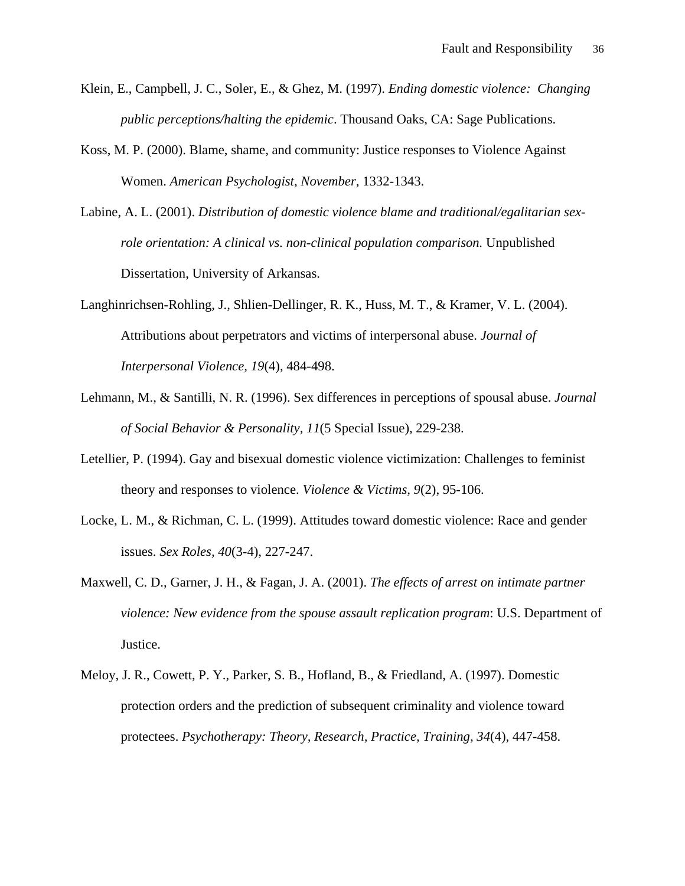Klein, E., Campbell, J. C., Soler, E., & Ghez, M. (1997). *Ending domestic violence: Changing public perceptions/halting the epidemic*. Thousand Oaks, CA: Sage Publications.

Koss, M. P. (2000). Blame, shame, and community: Justice responses to Violence Against Women. *American Psychologist, November*, 1332-1343.

Labine, A. L. (2001). *Distribution of domestic violence blame and traditional/egalitarian sex-role orientation: A clinical vs. non-clinical population comparison.* Unpublished Dissertation, University of Arkansas.

Langhinrichsen-Rohling, J., Shlien-Dellinger, R. K., Huss, M. T., & Kramer, V. L. (2004). Attributions about perpetrators and victims of interpersonal abuse. *Journal of Interpersonal Violence, 19*(4), 484-498.

Lehmann, M., & Santilli, N. R. (1996). Sex differences in perceptions of spousal abuse. *Journal of Social Behavior & Personality, 11*(5 Special Issue), 229-238.

Letellier, P. (1994). Gay and bisexual domestic violence victimization: Challenges to feminist theory and responses to violence. *Violence & Victims, 9*(2), 95-106.

Locke, L. M., & Richman, C. L. (1999). Attitudes toward domestic violence: Race and gender issues. *Sex Roles, 40*(3-4), 227-247.

Maxwell, C. D., Garner, J. H., & Fagan, J. A. (2001). *The effects of arrest on intimate partner violence: New evidence from the spouse assault replication program*: U.S. Department of Justice.

Meloy, J. R., Cowett, P. Y., Parker, S. B., Hofland, B., & Friedland, A. (1997). Domestic protection orders and the prediction of subsequent criminality and violence toward protectees. *Psychotherapy: Theory, Research, Practice, Training, 34*(4), 447-458.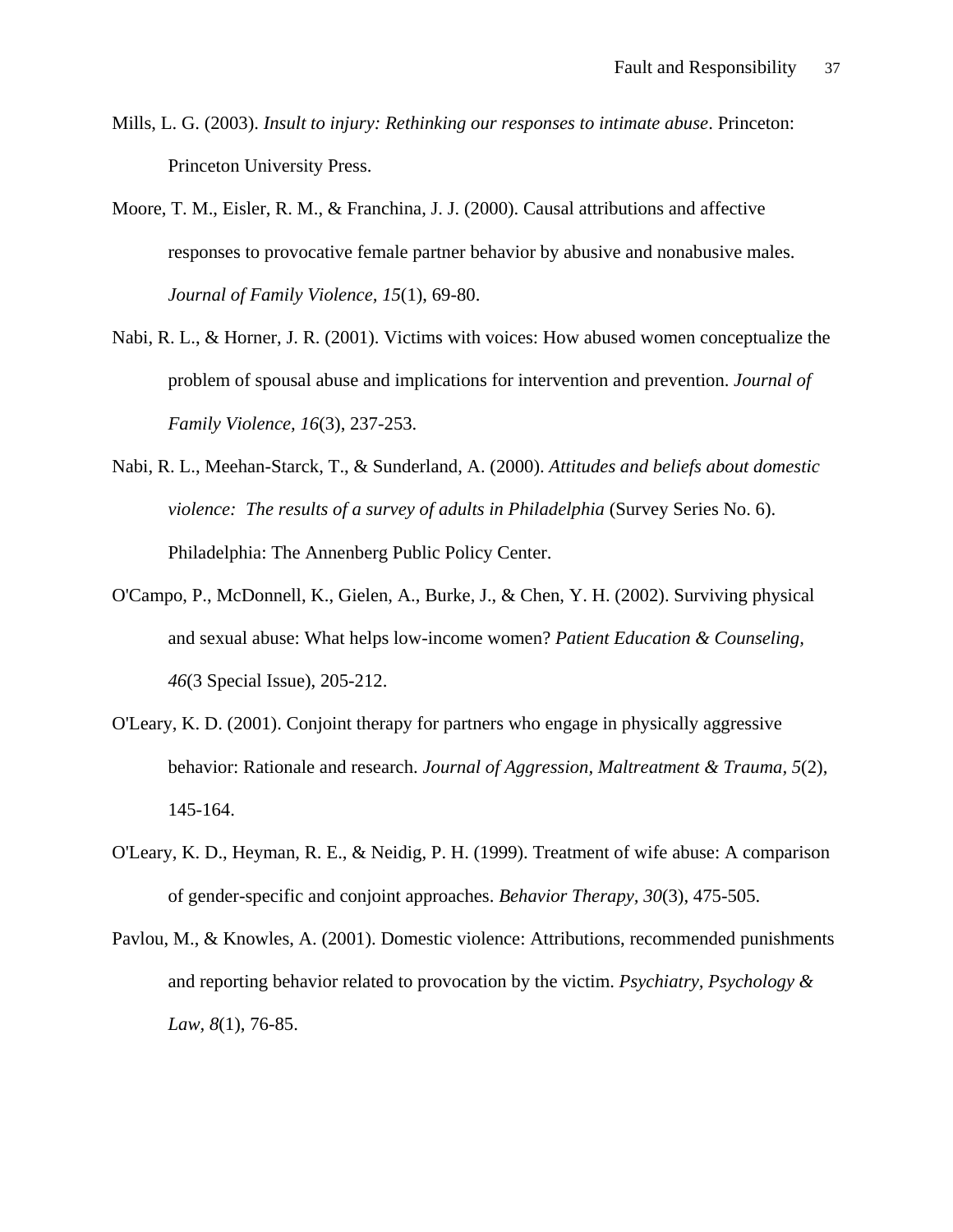Mills, L. G. (2003). *Insult to injury: Rethinking our responses to intimate abuse*. Princeton: Princeton University Press.

Moore, T. M., Eisler, R. M., & Franchina, J. J. (2000). Causal attributions and affective responses to provocative female partner behavior by abusive and nonabusive males. *Journal of Family Violence, 15*(1), 69-80.

Nabi, R. L., & Horner, J. R. (2001). Victims with voices: How abused women conceptualize the problem of spousal abuse and implications for intervention and prevention. *Journal of Family Violence, 16*(3), 237-253.

Nabi, R. L., Meehan-Starck, T., & Sunderland, A. (2000). *Attitudes and beliefs about domestic violence: The results of a survey of adults in Philadelphia* (Survey Series No. 6). Philadelphia: The Annenberg Public Policy Center.

O'Campo, P., McDonnell, K., Gielen, A., Burke, J., & Chen, Y. H. (2002). Surviving physical and sexual abuse: What helps low-income women? *Patient Education & Counseling, 46*(3 Special Issue), 205-212.

O'Leary, K. D. (2001). Conjoint therapy for partners who engage in physically aggressive behavior: Rationale and research. *Journal of Aggression, Maltreatment & Trauma, 5*(2), 145-164.

O'Leary, K. D., Heyman, R. E., & Neidig, P. H. (1999). Treatment of wife abuse: A comparison of gender-specific and conjoint approaches. *Behavior Therapy, 30*(3), 475-505.

Pavlou, M., & Knowles, A. (2001). Domestic violence: Attributions, recommended punishments and reporting behavior related to provocation by the victim. *Psychiatry, Psychology & Law, 8*(1), 76-85.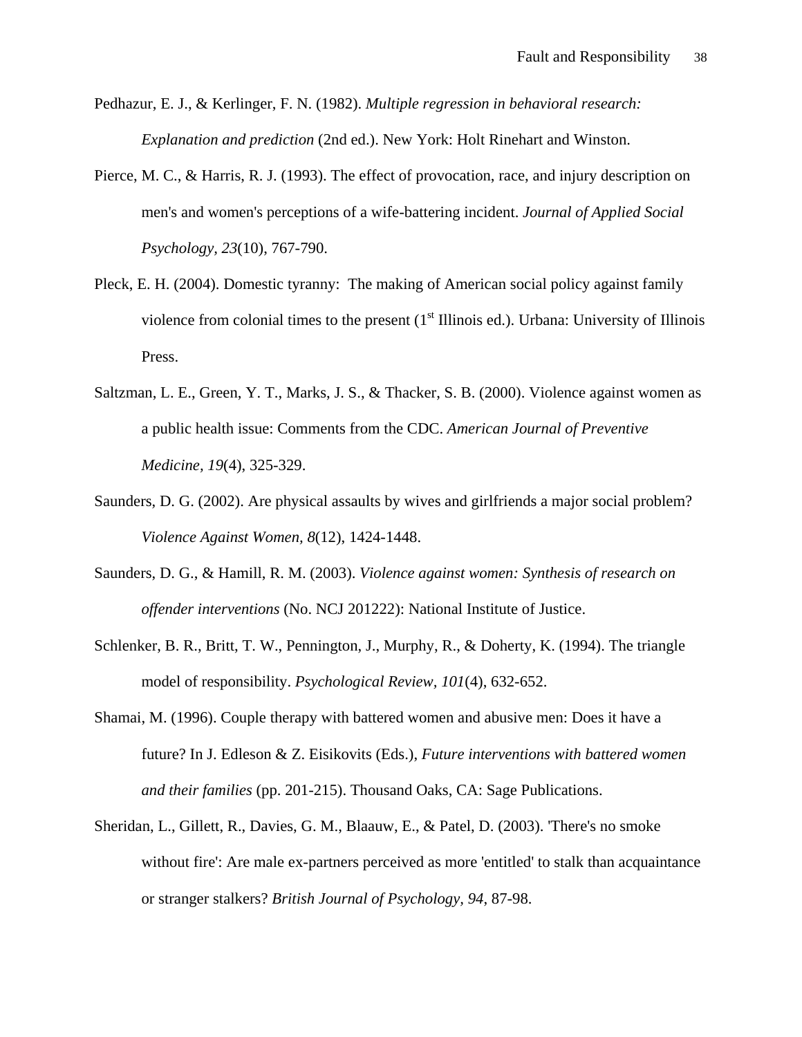Pedhazur, E. J., & Kerlinger, F. N. (1982). *Multiple regression in behavioral research: Explanation and prediction* (2nd ed.). New York: Holt Rinehart and Winston.

Pierce, M. C., & Harris, R. J. (1993). The effect of provocation, race, and injury description on men's and women's perceptions of a wife-battering incident. *Journal of Applied Social Psychology, 23*(10), 767-790.

Pleck, E. H. (2004). Domestic tyranny: The making of American social policy against family violence from colonial times to the present (1st Illinois ed.). Urbana: University of Illinois Press.

Saltzman, L. E., Green, Y. T., Marks, J. S., & Thacker, S. B. (2000). Violence against women as a public health issue: Comments from the CDC. *American Journal of Preventive Medicine, 19*(4), 325-329.

Saunders, D. G. (2002). Are physical assaults by wives and girlfriends a major social problem? *Violence Against Women, 8*(12), 1424-1448.

Saunders, D. G., & Hamill, R. M. (2003). *Violence against women: Synthesis of research on offender interventions* (No. NCJ 201222): National Institute of Justice.

Schlenker, B. R., Britt, T. W., Pennington, J., Murphy, R., & Doherty, K. (1994). The triangle model of responsibility. *Psychological Review, 101*(4), 632-652.

Shamai, M. (1996). Couple therapy with battered women and abusive men: Does it have a future? In J. Edleson & Z. Eisikovits (Eds.), *Future interventions with battered women and their families* (pp. 201-215). Thousand Oaks, CA: Sage Publications.

Sheridan, L., Gillett, R., Davies, G. M., Blaauw, E., & Patel, D. (2003). 'There's no smoke without fire': Are male ex-partners perceived as more 'entitled' to stalk than acquaintance or stranger stalkers? *British Journal of Psychology, 94*, 87-98.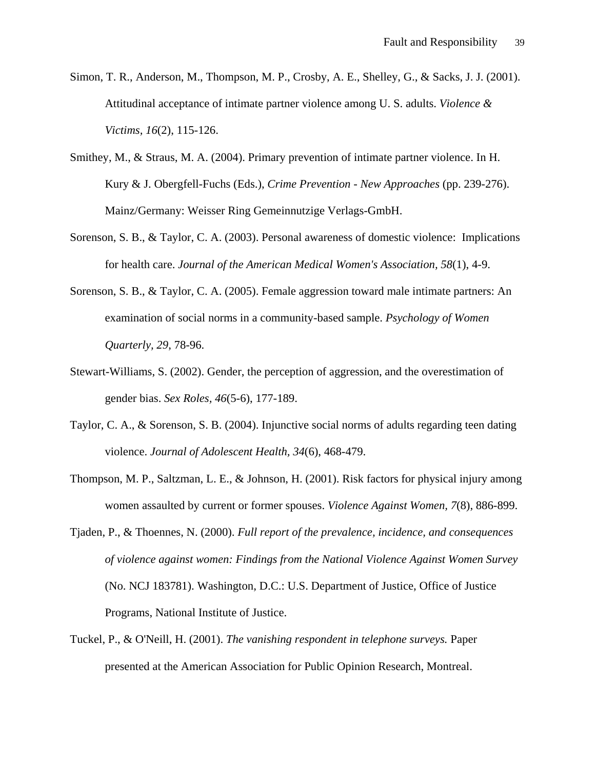Simon, T. R., Anderson, M., Thompson, M. P., Crosby, A. E., Shelley, G., & Sacks, J. J. (2001). Attitudinal acceptance of intimate partner violence among U. S. adults. *Violence & Victims, 16*(2), 115-126.

Smithey, M., & Straus, M. A. (2004). Primary prevention of intimate partner violence. In H. Kury & J. Obergfell-Fuchs (Eds.), *Crime Prevention - New Approaches* (pp. 239-276). Mainz/Germany: Weisser Ring Gemeinnutzige Verlags-GmbH.

Sorenson, S. B., & Taylor, C. A. (2003). Personal awareness of domestic violence: Implications for health care. *Journal of the American Medical Women's Association, 58*(1), 4-9.

Sorenson, S. B., & Taylor, C. A. (2005). Female aggression toward male intimate partners: An examination of social norms in a community-based sample. *Psychology of Women Quarterly, 29*, 78-96.

Stewart-Williams, S. (2002). Gender, the perception of aggression, and the overestimation of gender bias. *Sex Roles, 46*(5-6), 177-189.

Taylor, C. A., & Sorenson, S. B. (2004). Injunctive social norms of adults regarding teen dating violence. *Journal of Adolescent Health, 34*(6), 468-479.

Thompson, M. P., Saltzman, L. E., & Johnson, H. (2001). Risk factors for physical injury among women assaulted by current or former spouses. *Violence Against Women, 7*(8), 886-899.

Tjaden, P., & Thoennes, N. (2000). *Full report of the prevalence, incidence, and consequences of violence against women: Findings from the National Violence Against Women Survey* (No. NCJ 183781). Washington, D.C.: U.S. Department of Justice, Office of Justice Programs, National Institute of Justice.

Tuckel, P., & O'Neill, H. (2001). *The vanishing respondent in telephone surveys.* Paper presented at the American Association for Public Opinion Research, Montreal.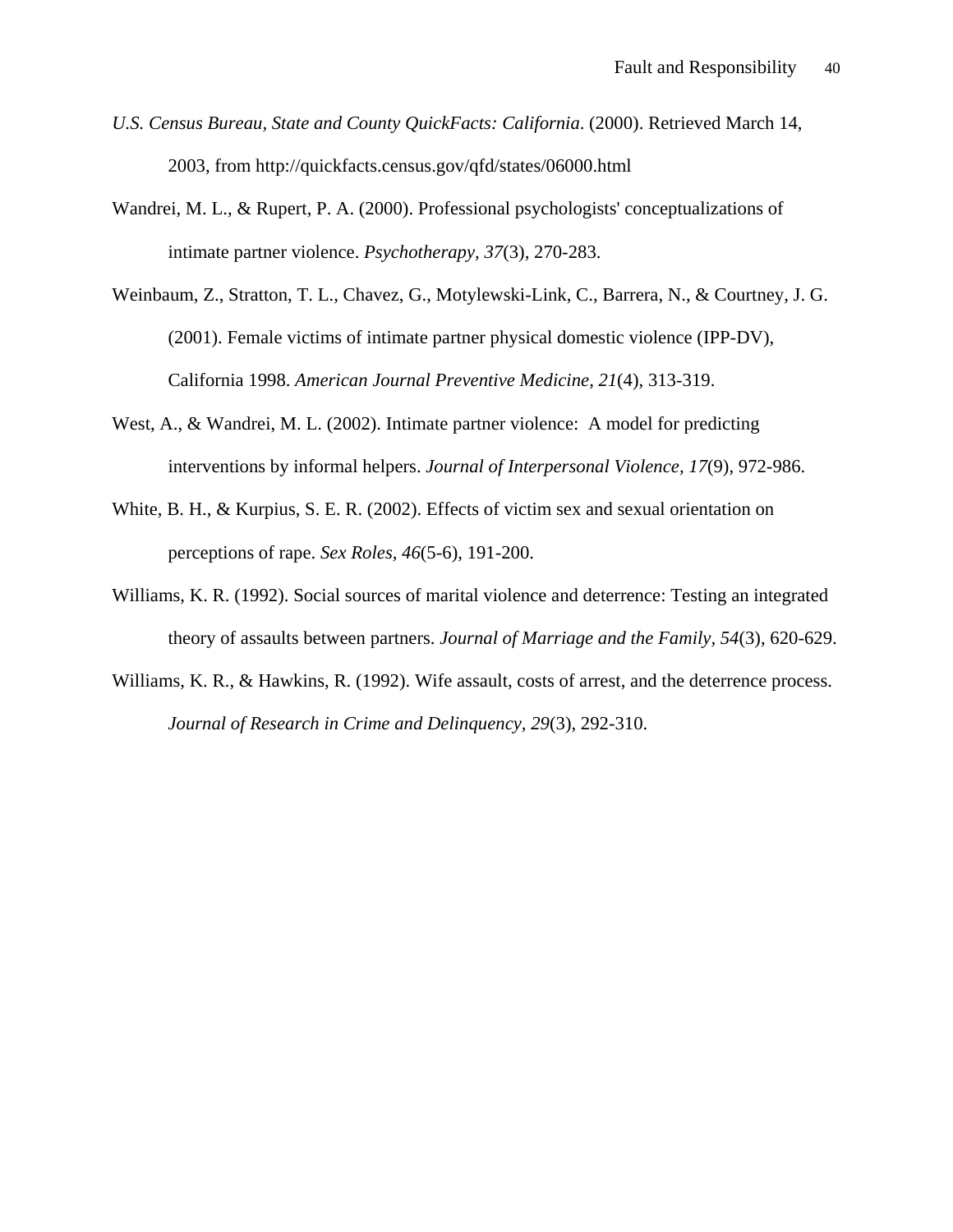*U.S. Census Bureau, State and County QuickFacts: California*. (2000). Retrieved March 14, 2003, from http://quickfacts.census.gov/qfd/states/06000.html

Wandrei, M. L., & Rupert, P. A. (2000). Professional psychologists' conceptualizations of intimate partner violence. *Psychotherapy, 37*(3), 270-283.

Weinbaum, Z., Stratton, T. L., Chavez, G., Motylewski-Link, C., Barrera, N., & Courtney, J. G. (2001). Female victims of intimate partner physical domestic violence (IPP-DV), California 1998. *American Journal Preventive Medicine, 21*(4), 313-319.

West, A., & Wandrei, M. L. (2002). Intimate partner violence: A model for predicting interventions by informal helpers. *Journal of Interpersonal Violence, 17*(9), 972-986.

White, B. H., & Kurpius, S. E. R. (2002). Effects of victim sex and sexual orientation on perceptions of rape. *Sex Roles, 46*(5-6), 191-200.

Williams, K. R. (1992). Social sources of marital violence and deterrence: Testing an integrated theory of assaults between partners. *Journal of Marriage and the Family, 54*(3), 620-629.

Williams, K. R., & Hawkins, R. (1992). Wife assault, costs of arrest, and the deterrence process. *Journal of Research in Crime and Delinquency, 29*(3), 292-310.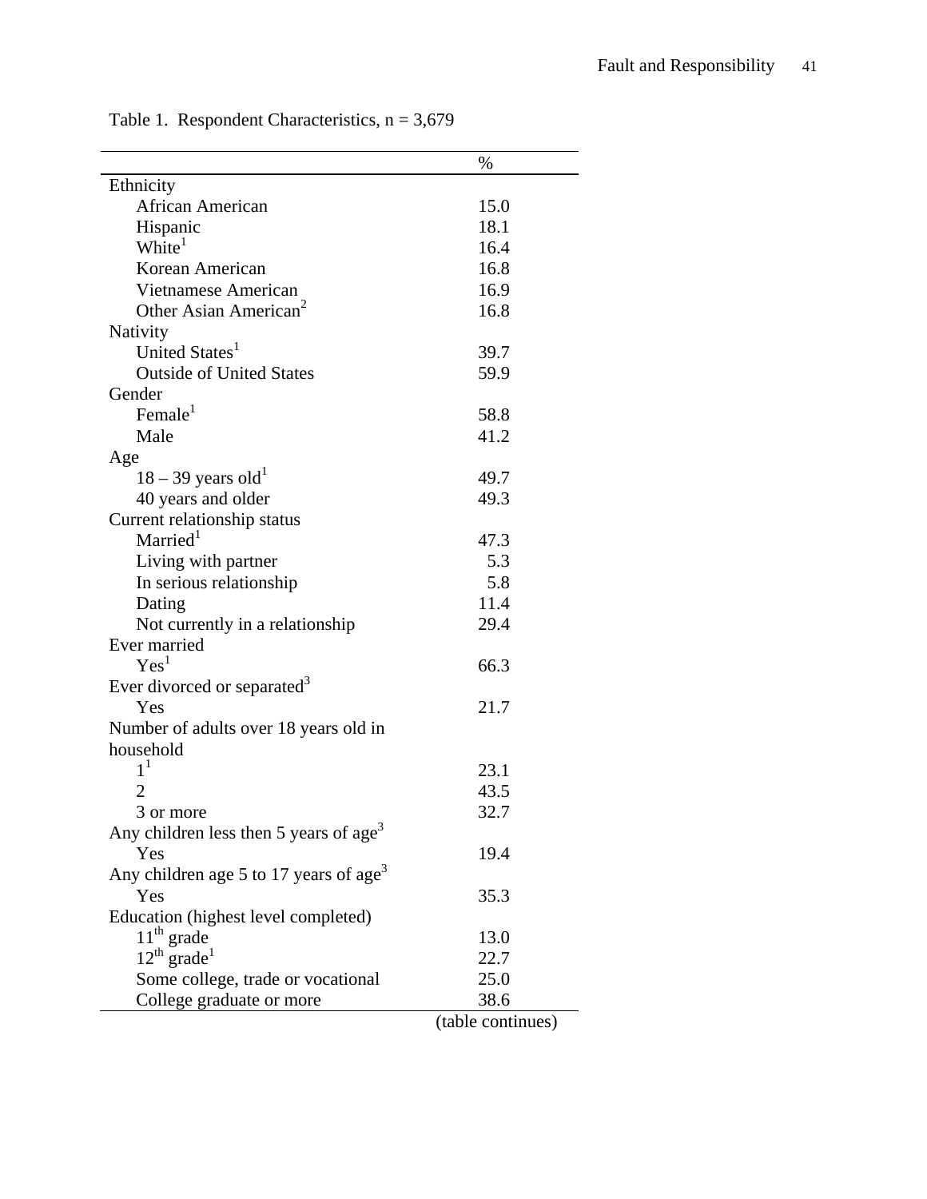Table 1. Respondent Characteristics, n = 3,679

| | % |
|---|---|
| Ethnicity | |
| African American | 15.0 |
| Hispanic | 18.1 |
| White[1] | 16.4 |
| Korean American | 16.8 |
| Vietnamese American | 16.9 |
| Other Asian American[2] | 16.8 |
| Nativity | |
| United States[1] | 39.7 |
| Outside of United States | 59.9 |
| Gender | |
| Female[1] | 58.8 |
| Male | 41.2 |
| Age | |
| 18 – 39 years old[1] | 49.7 |
| 40 years and older | 49.3 |
| Current relationship status | |
| Married[1] | 47.3 |
| Living with partner | 5.3 |
| In serious relationship | 5.8 |
| Dating | 11.4 |
| Not currently in a relationship | 29.4 |
| Ever married | |
| Yes[1] | 66.3 |
| Ever divorced or separated[3] | |
| Yes | 21.7 |
| Number of adults over 18 years old in household | |
| 1[1] | 23.1 |
| 2 | 43.5 |
| 3 or more | 32.7 |
| Any children less then 5 years of age[3] | |
| Yes | 19.4 |
| Any children age 5 to 17 years of age[3] | |
| Yes | 35.3 |
| Education (highest level completed) | |
| 11th grade | 13.0 |
| 12th grade[1] | 22.7 |
| Some college, trade or vocational | 25.0 |
| College graduate or more | 38.6 |

(table continues)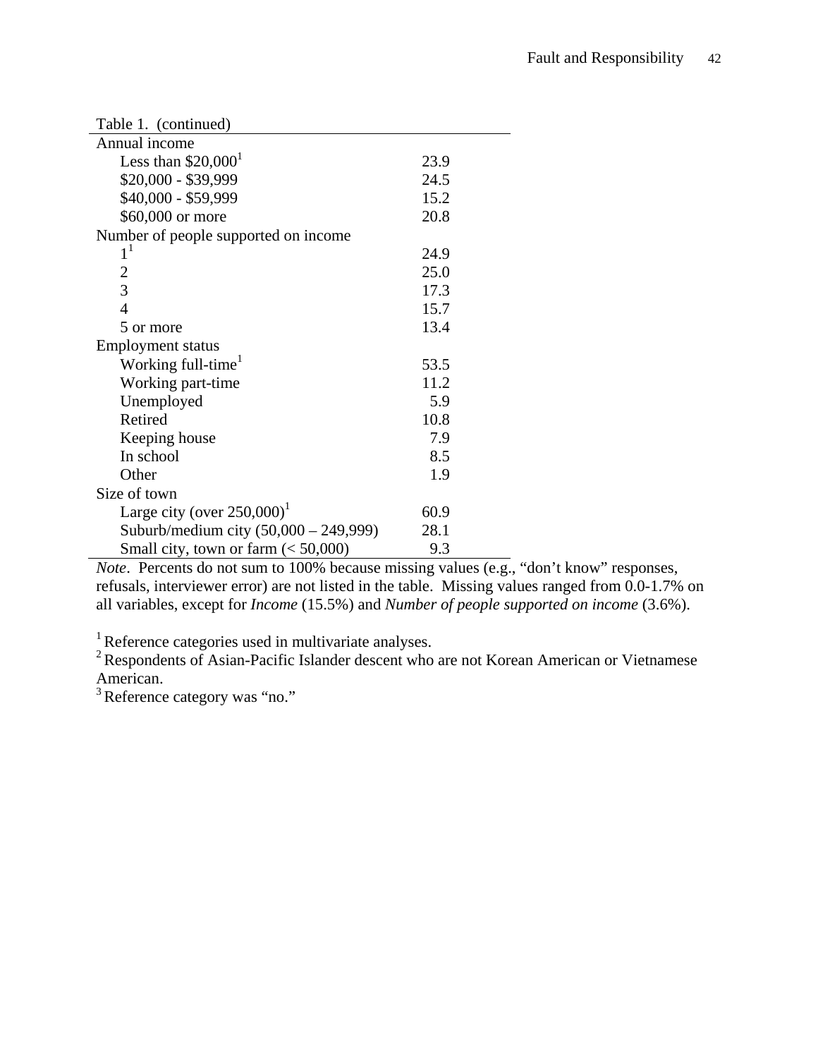Table 1. (continued)

| | |
|---|---|
| Annual income | |
| Less than $20,000[1] | 23.9 |
| $20,000 - $39,999 | 24.5 |
| $40,000 - $59,999 | 15.2 |
| $60,000 or more | 20.8 |
| Number of people supported on income | |
| 1[1] | 24.9 |
| 2 | 25.0 |
| 3 | 17.3 |
| 4 | 15.7 |
| 5 or more | 13.4 |
| Employment status | |
| Working full-time[1] | 53.5 |
| Working part-time | 11.2 |
| Unemployed | 5.9 |
| Retired | 10.8 |
| Keeping house | 7.9 |
| In school | 8.5 |
| Other | 1.9 |
| Size of town | |
| Large city (over 250,000)[1] | 60.9 |
| Suburb/medium city (50,000 – 249,999) | 28.1 |
| Small city, town or farm (< 50,000) | 9.3 |

*Note*. Percents do not sum to 100% because missing values (e.g., "don't know" responses, refusals, interviewer error) are not listed in the table. Missing values ranged from 0.0-1.7% on all variables, except for *Income* (15.5%) and *Number of people supported on income* (3.6%).

[1] Reference categories used in multivariate analyses.
[2] Respondents of Asian-Pacific Islander descent who are not Korean American or Vietnamese American.
[3] Reference category was "no."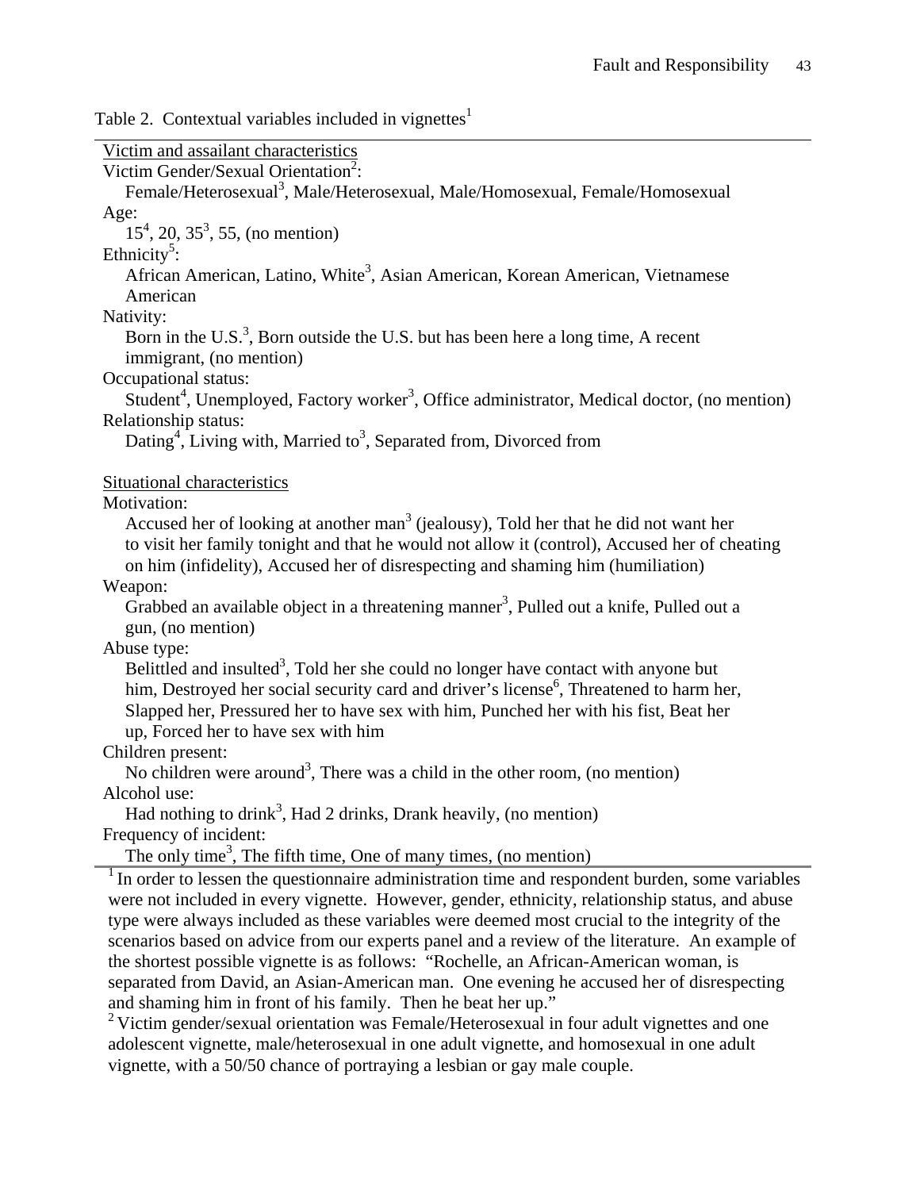Table 2. Contextual variables included in vignettes[1]

Victim and assailant characteristics

Victim Gender/Sexual Orientation[2]:
Female/Heterosexual[3], Male/Heterosexual, Male/Homosexual, Female/Homosexual

Age:
15[4], 20, 35[3], 55, (no mention)

Ethnicity[5]:
African American, Latino, White[3], Asian American, Korean American, Vietnamese American

Nativity:
Born in the U.S.[3], Born outside the U.S. but has been here a long time, A recent immigrant, (no mention)

Occupational status:
Student[4], Unemployed, Factory worker[3], Office administrator, Medical doctor, (no mention)

Relationship status:
Dating[4], Living with, Married to[3], Separated from, Divorced from

Situational characteristics

Motivation:
Accused her of looking at another man[3] (jealousy), Told her that he did not want her to visit her family tonight and that he would not allow it (control), Accused her of cheating on him (infidelity), Accused her of disrespecting and shaming him (humiliation)

Weapon:
Grabbed an available object in a threatening manner[3], Pulled out a knife, Pulled out a gun, (no mention)

Abuse type:
Belittled and insulted[3], Told her she could no longer have contact with anyone but him, Destroyed her social security card and driver's license[6], Threatened to harm her, Slapped her, Pressured her to have sex with him, Punched her with his fist, Beat her up, Forced her to have sex with him

Children present:
No children were around[3], There was a child in the other room, (no mention)

Alcohol use:
Had nothing to drink[3], Had 2 drinks, Drank heavily, (no mention)

Frequency of incident:
The only time[3], The fifth time, One of many times, (no mention)

[1] In order to lessen the questionnaire administration time and respondent burden, some variables were not included in every vignette. However, gender, ethnicity, relationship status, and abuse type were always included as these variables were deemed most crucial to the integrity of the scenarios based on advice from our experts panel and a review of the literature. An example of the shortest possible vignette is as follows: "Rochelle, an African-American woman, is separated from David, an Asian-American man. One evening he accused her of disrespecting and shaming him in front of his family. Then he beat her up."

[2] Victim gender/sexual orientation was Female/Heterosexual in four adult vignettes and one adolescent vignette, male/heterosexual in one adult vignette, and homosexual in one adult vignette, with a 50/50 chance of portraying a lesbian or gay male couple.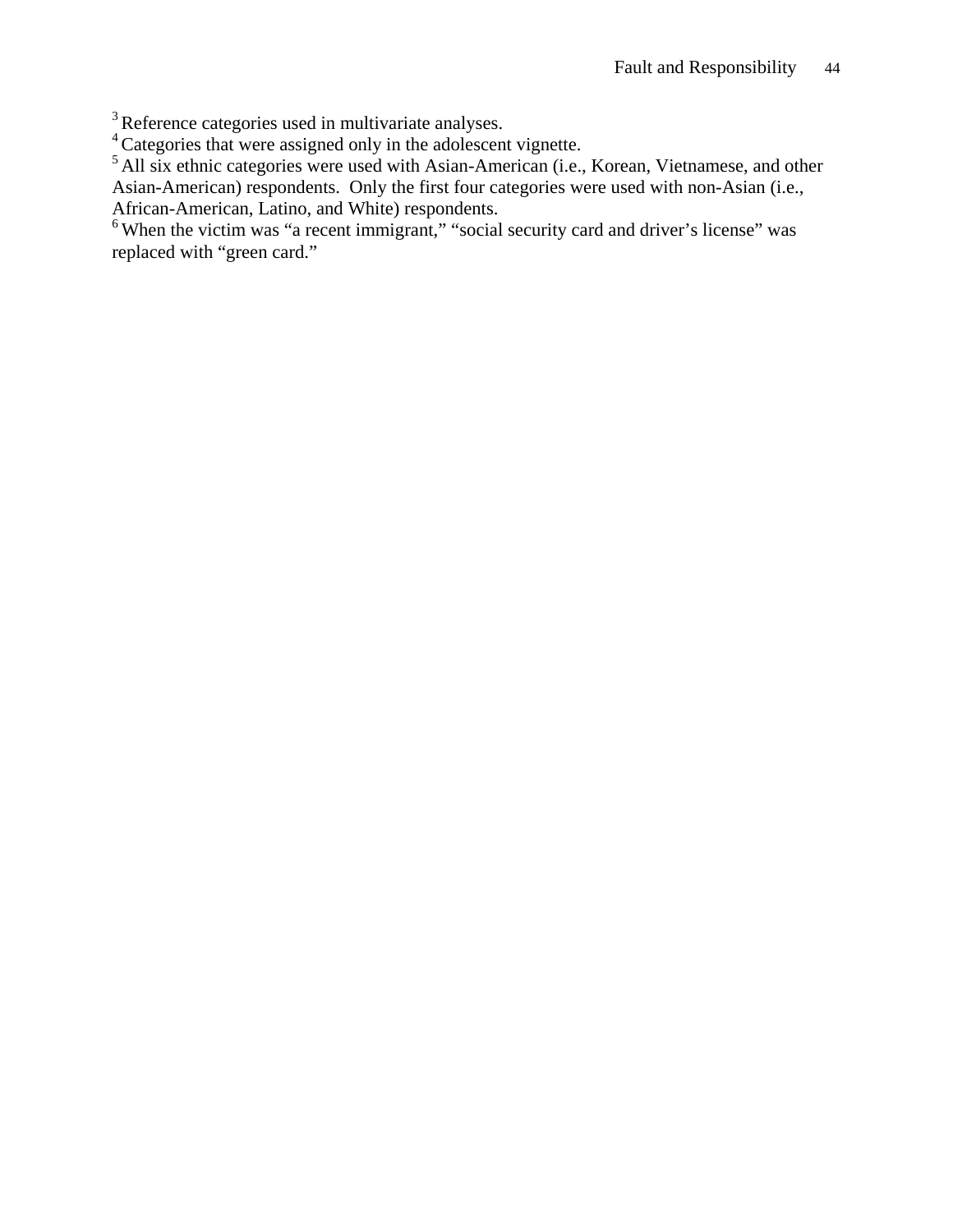[3] Reference categories used in multivariate analyses.
[4] Categories that were assigned only in the adolescent vignette.
[5] All six ethnic categories were used with Asian-American (i.e., Korean, Vietnamese, and other Asian-American) respondents. Only the first four categories were used with non-Asian (i.e., African-American, Latino, and White) respondents.
[6] When the victim was "a recent immigrant," "social security card and driver's license" was replaced with "green card."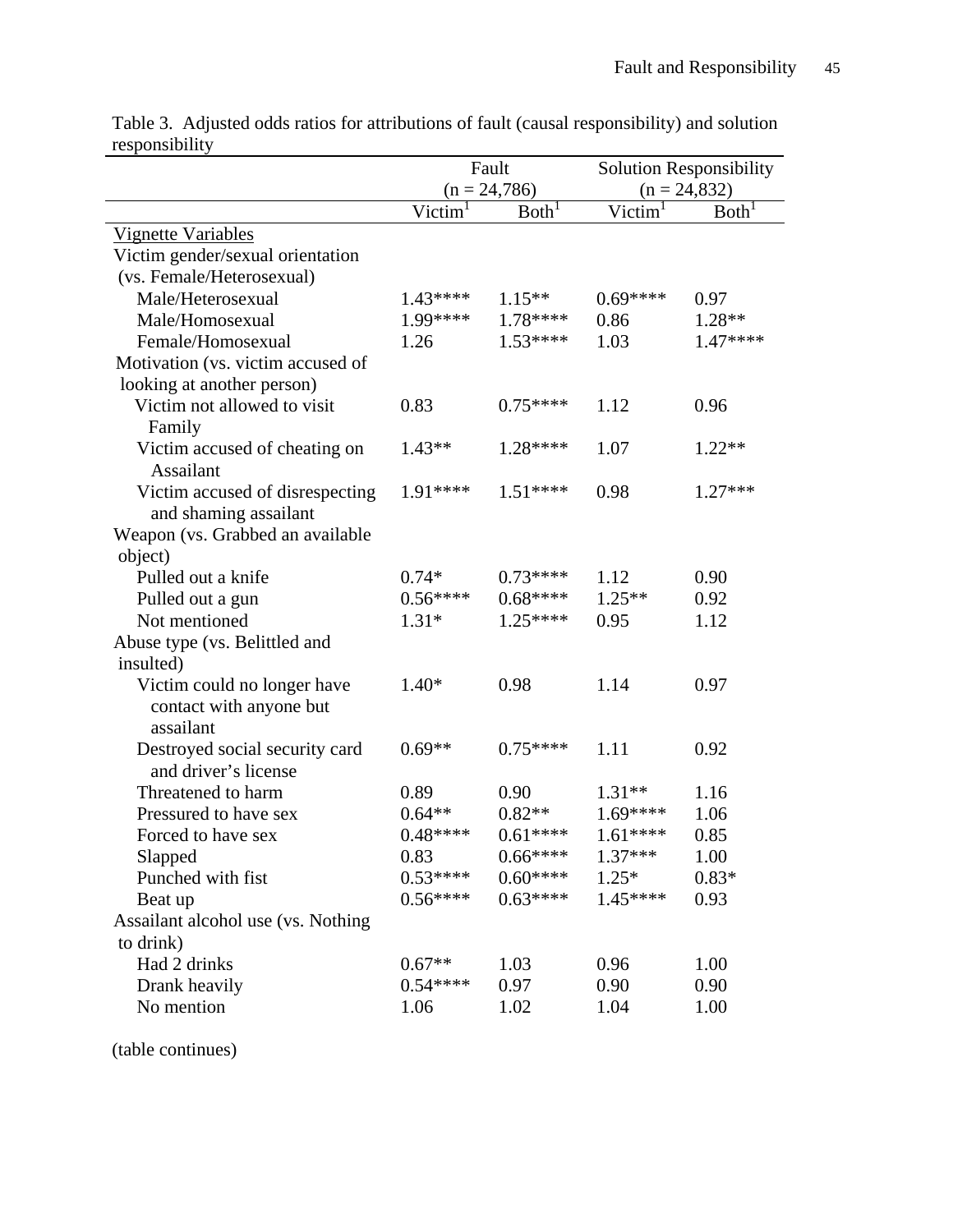Table 3. Adjusted odds ratios for attributions of fault (causal responsibility) and solution responsibility

| | Fault (n = 24,786) | | Solution Responsibility (n = 24,832) | |
|---|---|---|---|---|
| | Victim[1] | Both[1] | Victim[1] | Both[1] |
| Vignette Variables | | | | |
| Victim gender/sexual orientation (vs. Female/Heterosexual) | | | | |
| Male/Heterosexual | 1.43**** | 1.15** | 0.69**** | 0.97 |
| Male/Homosexual | 1.99**** | 1.78**** | 0.86 | 1.28** |
| Female/Homosexual | 1.26 | 1.53**** | 1.03 | 1.47**** |
| Motivation (vs. victim accused of looking at another person) | | | | |
| Victim not allowed to visit Family | 0.83 | 0.75**** | 1.12 | 0.96 |
| Victim accused of cheating on Assailant | 1.43** | 1.28**** | 1.07 | 1.22** |
| Victim accused of disrespecting and shaming assailant | 1.91**** | 1.51**** | 0.98 | 1.27*** |
| Weapon (vs. Grabbed an available object) | | | | |
| Pulled out a knife | 0.74* | 0.73**** | 1.12 | 0.90 |
| Pulled out a gun | 0.56**** | 0.68**** | 1.25** | 0.92 |
| Not mentioned | 1.31* | 1.25**** | 0.95 | 1.12 |
| Abuse type (vs. Belittled and insulted) | | | | |
| Victim could no longer have contact with anyone but assailant | 1.40* | 0.98 | 1.14 | 0.97 |
| Destroyed social security card and driver's license | 0.69** | 0.75**** | 1.11 | 0.92 |
| Threatened to harm | 0.89 | 0.90 | 1.31** | 1.16 |
| Pressured to have sex | 0.64** | 0.82** | 1.69**** | 1.06 |
| Forced to have sex | 0.48**** | 0.61**** | 1.61**** | 0.85 |
| Slapped | 0.83 | 0.66**** | 1.37*** | 1.00 |
| Punched with fist | 0.53**** | 0.60**** | 1.25* | 0.83* |
| Beat up | 0.56**** | 0.63**** | 1.45**** | 0.93 |
| Assailant alcohol use (vs. Nothing to drink) | | | | |
| Had 2 drinks | 0.67** | 1.03 | 0.96 | 1.00 |
| Drank heavily | 0.54**** | 0.97 | 0.90 | 0.90 |
| No mention | 1.06 | 1.02 | 1.04 | 1.00 |

(table continues)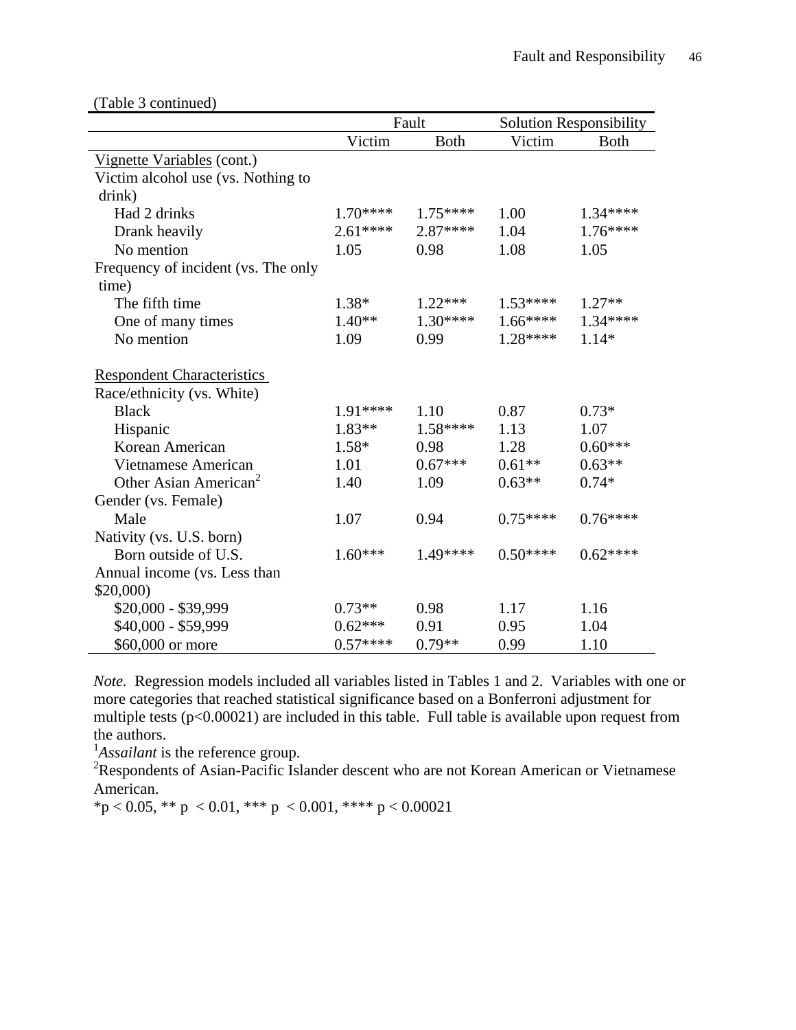(Table 3 continued)

| | Fault | | Solution Responsibility | |
|---|---|---|---|---|
| | Victim | Both | Victim | Both |
| Vignette Variables (cont.) | | | | |
| Victim alcohol use (vs. Nothing to drink) | | | | |
| Had 2 drinks | 1.70**** | 1.75**** | 1.00 | 1.34**** |
| Drank heavily | 2.61**** | 2.87**** | 1.04 | 1.76**** |
| No mention | 1.05 | 0.98 | 1.08 | 1.05 |
| Frequency of incident (vs. The only time) | | | | |
| The fifth time | 1.38* | 1.22*** | 1.53**** | 1.27** |
| One of many times | 1.40** | 1.30**** | 1.66**** | 1.34**** |
| No mention | 1.09 | 0.99 | 1.28**** | 1.14* |
| Respondent Characteristics | | | | |
| Race/ethnicity (vs. White) | | | | |
| Black | 1.91**** | 1.10 | 0.87 | 0.73* |
| Hispanic | 1.83** | 1.58**** | 1.13 | 1.07 |
| Korean American | 1.58* | 0.98 | 1.28 | 0.60*** |
| Vietnamese American | 1.01 | 0.67*** | 0.61** | 0.63** |
| Other Asian American[2] | 1.40 | 1.09 | 0.63** | 0.74* |
| Gender (vs. Female) | | | | |
| Male | 1.07 | 0.94 | 0.75**** | 0.76**** |
| Nativity (vs. U.S. born) | | | | |
| Born outside of U.S. | 1.60*** | 1.49**** | 0.50**** | 0.62**** |
| Annual income (vs. Less than $20,000) | | | | |
| $20,000 - $39,999 | 0.73** | 0.98 | 1.17 | 1.16 |
| $40,000 - $59,999 | 0.62*** | 0.91 | 0.95 | 1.04 |
| $60,000 or more | 0.57**** | 0.79** | 0.99 | 1.10 |

*Note*. Regression models included all variables listed in Tables 1 and 2. Variables with one or more categories that reached statistical significance based on a Bonferroni adjustment for multiple tests ($p<0.00021$) are included in this table. Full table is available upon request from the authors.

[1]*Assailant* is the reference group.

[2]Respondents of Asian-Pacific Islander descent who are not Korean American or Vietnamese American.

*$p < 0.05$, ** $p < 0.01$, *** $p < 0.001$, **** $p < 0.00021$